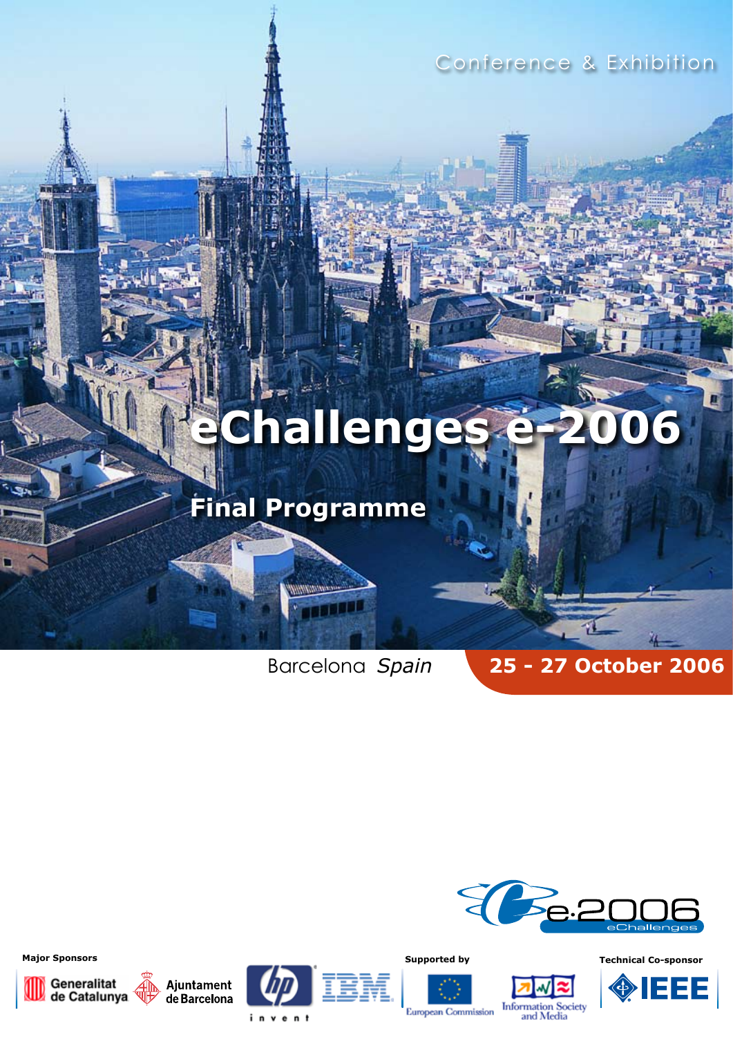Conference & Exhibition

# eChallenges e-2006

## Final Programme

Barcelona *Spain*

**25 - 27 October 2006**

e-2006 eChallenges

**Major Sponsors**

Generalitat de Catalunya

Ajuntament de Barcelona

hp invent

IBM

**Supported by**

European Commission

Information Society and Media

**Technical Co-sponsor**

IEEE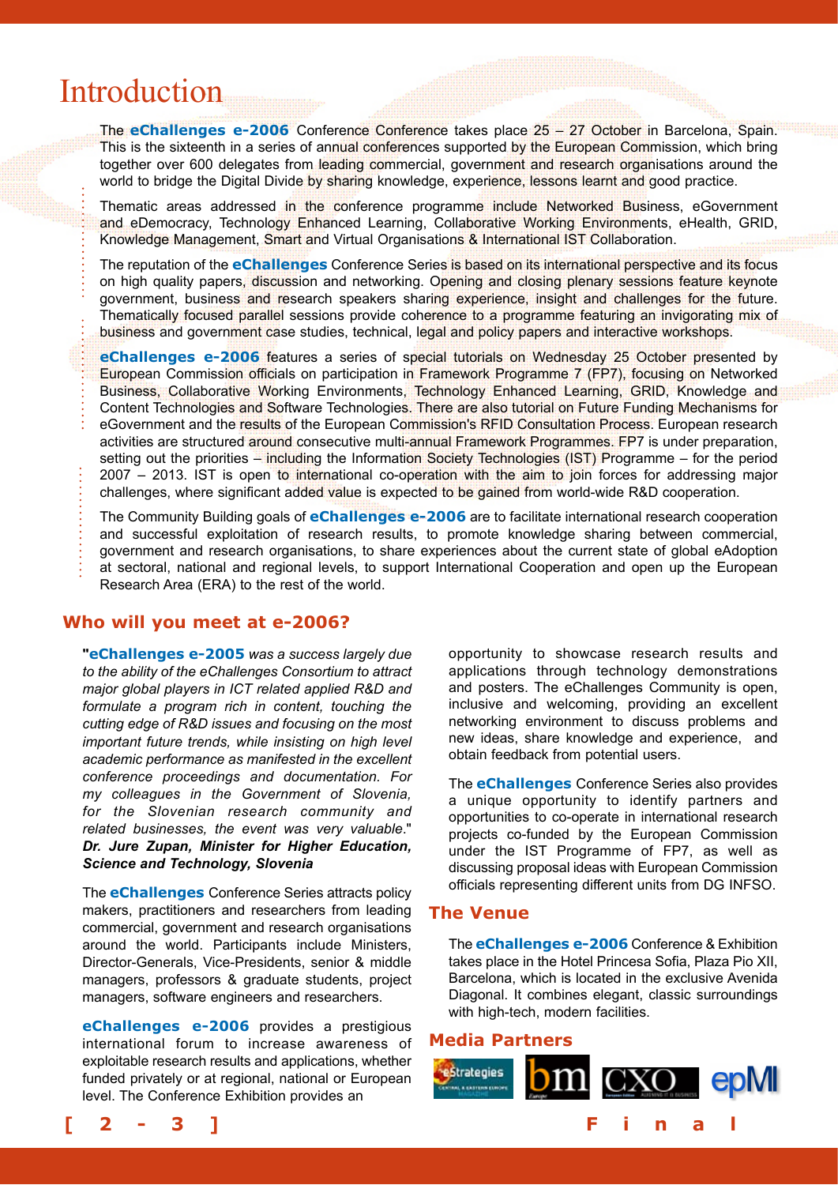# Introduction

The **eChallenges e-2006** Conference Conference takes place 25 – 27 October in Barcelona, Spain. This is the sixteenth in a series of annual conferences supported by the European Commission, which bring together over 600 delegates from leading commercial, government and research organisations around the world to bridge the Digital Divide by sharing knowledge, experience, lessons learnt and good practice.

Thematic areas addressed in the conference programme include Networked Business, eGovernment and eDemocracy, Technology Enhanced Learning, Collaborative Working Environments, eHealth, GRID, Knowledge Management, Smart and Virtual Organisations & International IST Collaboration.

The reputation of the **eChallenges** Conference Series is based on its international perspective and its focus on high quality papers, discussion and networking. Opening and closing plenary sessions feature keynote government, business and research speakers sharing experience, insight and challenges for the future. Thematically focused parallel sessions provide coherence to a programme featuring an invigorating mix of business and government case studies, technical, legal and policy papers and interactive workshops.

**eChallenges e-2006** features a series of special tutorials on Wednesday 25 October presented by European Commission officials on participation in Framework Programme 7 (FP7), focusing on Networked Business, Collaborative Working Environments, Technology Enhanced Learning, GRID, Knowledge and Content Technologies and Software Technologies. There are also tutorial on Future Funding Mechanisms for eGovernment and the results of the European Commission's RFID Consultation Process. European research activities are structured around consecutive multi-annual Framework Programmes. FP7 is under preparation, setting out the priorities – including the Information Society Technologies (IST) Programme – for the period 2007 – 2013. IST is open to international co-operation with the aim to join forces for addressing major challenges, where significant added value is expected to be gained from world-wide R&D cooperation.

The Community Building goals of **eChallenges e-2006** are to facilitate international research cooperation and successful exploitation of research results, to promote knowledge sharing between commercial, government and research organisations, to share experiences about the current state of global eAdoption at sectoral, national and regional levels, to support International Cooperation and open up the European Research Area (ERA) to the rest of the world.

## Who will you meet at e-2006?

"**eChallenges e-2005** *was a success largely due to the ability of the eChallenges Consortium to attract major global players in ICT related applied R&D and formulate a program rich in content, touching the cutting edge of R&D issues and focusing on the most important future trends, while insisting on high level academic performance as manifested in the excellent conference proceedings and documentation. For my colleagues in the Government of Slovenia, for the Slovenian research community and related businesses, the event was very valuable*." ***Dr. Jure Zupan, Minister for Higher Education, Science and Technology, Slovenia***

The **eChallenges** Conference Series attracts policy makers, practitioners and researchers from leading commercial, government and research organisations around the world. Participants include Ministers, Director-Generals, Vice-Presidents, senior & middle managers, professors & graduate students, project managers, software engineers and researchers.

**eChallenges e-2006** provides a prestigious international forum to increase awareness of exploitable research results and applications, whether funded privately or at regional, national or European level. The Conference Exhibition provides an opportunity to showcase research results and applications through technology demonstrations and posters. The eChallenges Community is open, inclusive and welcoming, providing an excellent networking environment to discuss problems and new ideas, share knowledge and experience, and obtain feedback from potential users.

The **eChallenges** Conference Series also provides a unique opportunity to identify partners and opportunities to co-operate in international research projects co-funded by the European Commission under the IST Programme of FP7, as well as discussing proposal ideas with European Commission officials representing different units from DG INFSO.

## The Venue

The **eChallenges e-2006** Conference & Exhibition takes place in the Hotel Princesa Sofia, Plaza Pio XII, Barcelona, which is located in the exclusive Avenida Diagonal. It combines elegant, classic surroundings with high-tech, modern facilities.

## Media Partners

eStrategies — bm — CXO — epMI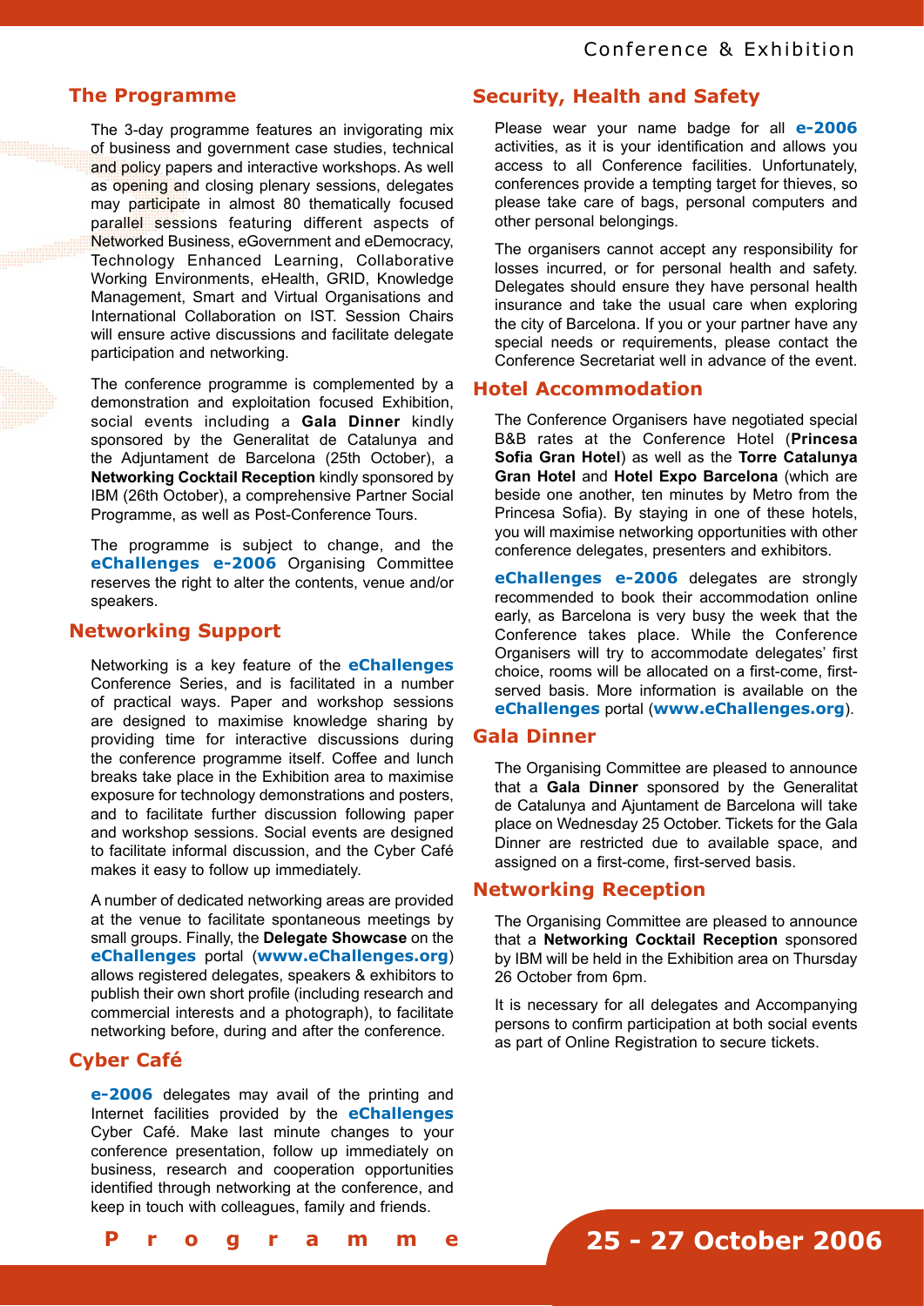## The Programme

The 3-day programme features an invigorating mix of business and government case studies, technical and policy papers and interactive workshops. As well as opening and closing plenary sessions, delegates may participate in almost 80 thematically focused parallel sessions featuring different aspects of Networked Business, eGovernment and eDemocracy, Technology Enhanced Learning, Collaborative Working Environments, eHealth, GRID, Knowledge Management, Smart and Virtual Organisations and International Collaboration on IST. Session Chairs will ensure active discussions and facilitate delegate participation and networking.

The conference programme is complemented by a demonstration and exploitation focused Exhibition, social events including a **Gala Dinner** kindly sponsored by the Generalitat de Catalunya and the Adjuntament de Barcelona (25th October), a **Networking Cocktail Reception** kindly sponsored by IBM (26th October), a comprehensive Partner Social Programme, as well as Post-Conference Tours.

The programme is subject to change, and the **eChallenges e-2006** Organising Committee reserves the right to alter the contents, venue and/or speakers.

## Networking Support

Networking is a key feature of the **eChallenges** Conference Series, and is facilitated in a number of practical ways. Paper and workshop sessions are designed to maximise knowledge sharing by providing time for interactive discussions during the conference programme itself. Coffee and lunch breaks take place in the Exhibition area to maximise exposure for technology demonstrations and posters, and to facilitate further discussion following paper and workshop sessions. Social events are designed to facilitate informal discussion, and the Cyber Café makes it easy to follow up immediately.

A number of dedicated networking areas are provided at the venue to facilitate spontaneous meetings by small groups. Finally, the **Delegate Showcase** on the **eChallenges** portal (**www.eChallenges.org**) allows registered delegates, speakers & exhibitors to publish their own short profile (including research and commercial interests and a photograph), to facilitate networking before, during and after the conference.

## Cyber Café

**e-2006** delegates may avail of the printing and Internet facilities provided by the **eChallenges** Cyber Café. Make last minute changes to your conference presentation, follow up immediately on business, research and cooperation opportunities identified through networking at the conference, and keep in touch with colleagues, family and friends.

## Security, Health and Safety

Please wear your name badge for all **e-2006** activities, as it is your identification and allows you access to all Conference facilities. Unfortunately, conferences provide a tempting target for thieves, so please take care of bags, personal computers and other personal belongings.

The organisers cannot accept any responsibility for losses incurred, or for personal health and safety. Delegates should ensure they have personal health insurance and take the usual care when exploring the city of Barcelona. If you or your partner have any special needs or requirements, please contact the Conference Secretariat well in advance of the event.

## Hotel Accommodation

The Conference Organisers have negotiated special B&B rates at the Conference Hotel (**Princesa Sofia Gran Hotel**) as well as the **Torre Catalunya Gran Hotel** and **Hotel Expo Barcelona** (which are beside one another, ten minutes by Metro from the Princesa Sofia). By staying in one of these hotels, you will maximise networking opportunities with other conference delegates, presenters and exhibitors.

**eChallenges e-2006** delegates are strongly recommended to book their accommodation online early, as Barcelona is very busy the week that the Conference takes place. While the Conference Organisers will try to accommodate delegates' first choice, rooms will be allocated on a first-come, first-served basis. More information is available on the **eChallenges** portal (**www.eChallenges.org**).

## Gala Dinner

The Organising Committee are pleased to announce that a **Gala Dinner** sponsored by the Generalitat de Catalunya and Ajuntament de Barcelona will take place on Wednesday 25 October. Tickets for the Gala Dinner are restricted due to available space, and assigned on a first-come, first-served basis.

## Networking Reception

The Organising Committee are pleased to announce that a **Networking Cocktail Reception** sponsored by IBM will be held in the Exhibition area on Thursday 26 October from 6pm.

It is necessary for all delegates and Accompanying persons to confirm participation at both social events as part of Online Registration to secure tickets.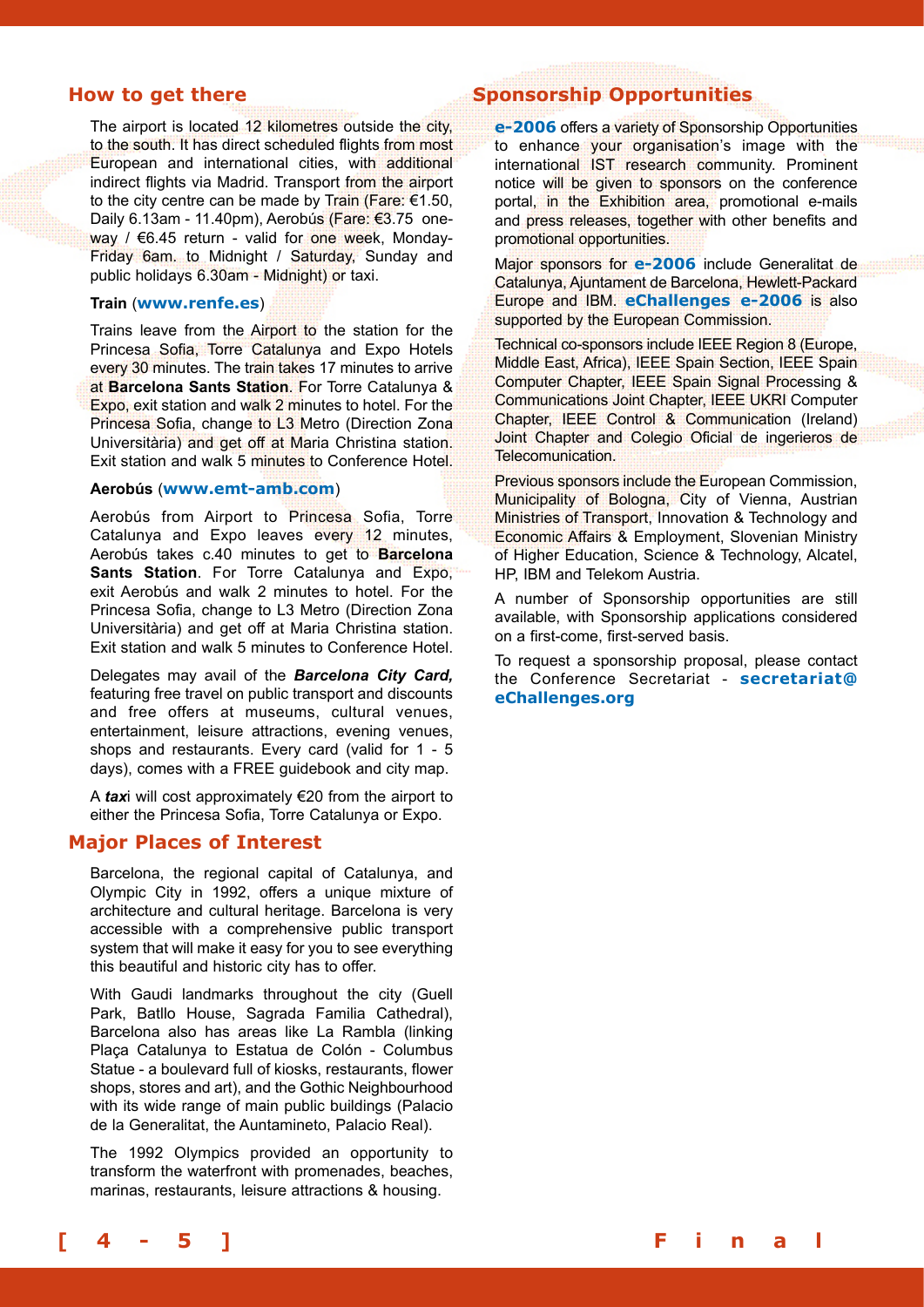## How to get there

The airport is located 12 kilometres outside the city, to the south. It has direct scheduled flights from most European and international cities, with additional indirect flights via Madrid. Transport from the airport to the city centre can be made by Train (Fare: €1.50, Daily 6.13am - 11.40pm), Aerobús (Fare: €3.75 one-way / €6.45 return - valid for one week, Monday-Friday 6am. to Midnight / Saturday, Sunday and public holidays 6.30am - Midnight) or taxi.

### Train (www.renfe.es)

Trains leave from the Airport to the station for the Princesa Sofia, Torre Catalunya and Expo Hotels every 30 minutes. The train takes 17 minutes to arrive at **Barcelona Sants Station**. For Torre Catalunya & Expo, exit station and walk 2 minutes to hotel. For the Princesa Sofia, change to L3 Metro (Direction Zona Universitària) and get off at Maria Christina station. Exit station and walk 5 minutes to Conference Hotel.

### Aerobús (www.emt-amb.com)

Aerobús from Airport to Princesa Sofia, Torre Catalunya and Expo leaves every 12 minutes, Aerobús takes c.40 minutes to get to **Barcelona Sants Station**. For Torre Catalunya and Expo, exit Aerobús and walk 2 minutes to hotel. For the Princesa Sofia, change to L3 Metro (Direction Zona Universitària) and get off at Maria Christina station. Exit station and walk 5 minutes to Conference Hotel.

Delegates may avail of the ***Barcelona City Card,*** featuring free travel on public transport and discounts and free offers at museums, cultural venues, entertainment, leisure attractions, evening venues, shops and restaurants. Every card (valid for 1 - 5 days), comes with a FREE guidebook and city map.

A ***tax***i will cost approximately €20 from the airport to either the Princesa Sofia, Torre Catalunya or Expo.

## Major Places of Interest

Barcelona, the regional capital of Catalunya, and Olympic City in 1992, offers a unique mixture of architecture and cultural heritage. Barcelona is very accessible with a comprehensive public transport system that will make it easy for you to see everything this beautiful and historic city has to offer.

With Gaudi landmarks throughout the city (Guell Park, Batllo House, Sagrada Familia Cathedral), Barcelona also has areas like La Rambla (linking Plaça Catalunya to Estatua de Colón - Columbus Statue - a boulevard full of kiosks, restaurants, flower shops, stores and art), and the Gothic Neighbourhood with its wide range of main public buildings (Palacio de la Generalitat, the Auntamineto, Palacio Real).

The 1992 Olympics provided an opportunity to transform the waterfront with promenades, beaches, marinas, restaurants, leisure attractions & housing.

## Sponsorship Opportunities

**e-2006** offers a variety of Sponsorship Opportunities to enhance your organisation's image with the international IST research community. Prominent notice will be given to sponsors on the conference portal, in the Exhibition area, promotional e-mails and press releases, together with other benefits and promotional opportunities.

Major sponsors for **e-2006** include Generalitat de Catalunya, Ajuntament de Barcelona, Hewlett-Packard Europe and IBM. **eChallenges e-2006** is also supported by the European Commission.

Technical co-sponsors include IEEE Region 8 (Europe, Middle East, Africa), IEEE Spain Section, IEEE Spain Computer Chapter, IEEE Spain Signal Processing & Communications Joint Chapter, IEEE UKRI Computer Chapter, IEEE Control & Communication (Ireland) Joint Chapter and Colegio Oficial de ingerieros de Telecomunication.

Previous sponsors include the European Commission, Municipality of Bologna, City of Vienna, Austrian Ministries of Transport, Innovation & Technology and Economic Affairs & Employment, Slovenian Ministry of Higher Education, Science & Technology, Alcatel, HP, IBM and Telekom Austria.

A number of Sponsorship opportunities are still available, with Sponsorship applications considered on a first-come, first-served basis.

To request a sponsorship proposal, please contact the Conference Secretariat - **secretariat@eChallenges.org**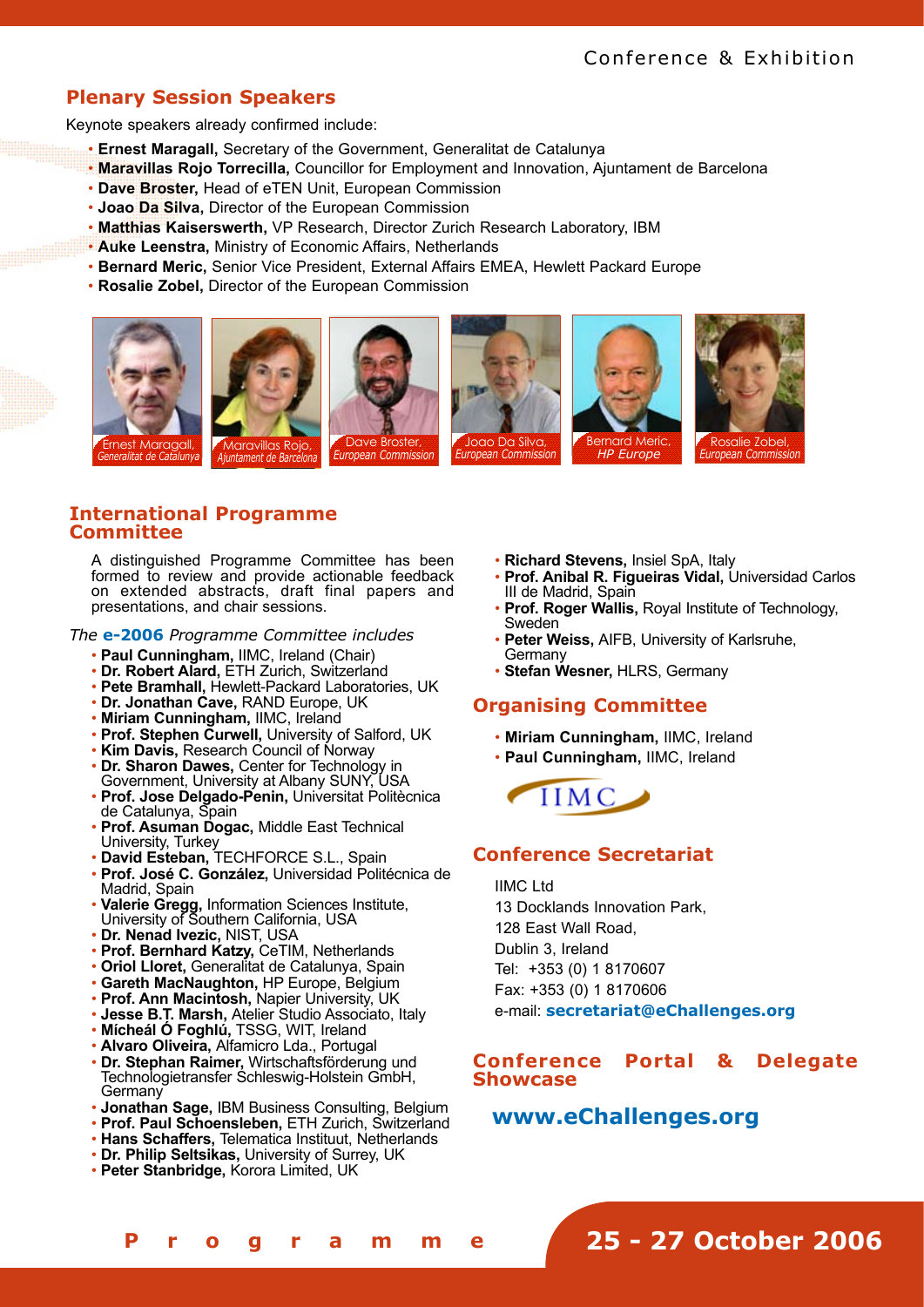## Plenary Session Speakers

Keynote speakers already confirmed include:

- **Ernest Maragall,** Secretary of the Government, Generalitat de Catalunya
- **Maravillas Rojo Torrecilla,** Councillor for Employment and Innovation, Ajuntament de Barcelona
- **Dave Broster,** Head of eTEN Unit, European Commission
- **Joao Da Silva,** Director of the European Commission
- **Matthias Kaiserswerth,** VP Research, Director Zurich Research Laboratory, IBM
- **Auke Leenstra,** Ministry of Economic Affairs, Netherlands
- **Bernard Meric,** Senior Vice President, External Affairs EMEA, Hewlett Packard Europe
- **Rosalie Zobel,** Director of the European Commission

Ernest Maragall, *Generalitat de Catalunya*

Maravillas Rojo, *Ajuntament de Barcelona*

Dave Broster, *European Commission*

Joao Da Silva, *European Commission*

Bernard Meric, *HP Europe*

Rosalie Zobel, *European Commission*

## International Programme Committee

A distinguished Programme Committee has been formed to review and provide actionable feedback on extended abstracts, draft final papers and presentations, and chair sessions.

*The* **e-2006** *Programme Committee includes*

- **Paul Cunningham,** IIMC, Ireland (Chair)
- **Dr. Robert Alard,** ETH Zurich, Switzerland
- **Pete Bramhall,** Hewlett-Packard Laboratories, UK
- **Dr. Jonathan Cave,** RAND Europe, UK
- **Miriam Cunningham,** IIMC, Ireland
- **Prof. Stephen Curwell,** University of Salford, UK
- **Kim Davis,** Research Council of Norway
- **Dr. Sharon Dawes,** Center for Technology in Government, University at Albany SUNY, USA
- **Prof. Jose Delgado-Penin,** Universitat Politècnica de Catalunya, Spain
- **Prof. Asuman Dogac,** Middle East Technical University, Turkey
- **David Esteban,** TECHFORCE S.L., Spain
- **Prof. José C. González,** Universidad Politécnica de Madrid, Spain
- **Valerie Gregg,** Information Sciences Institute, University of Southern California, USA
- **Dr. Nenad Ivezic,** NIST, USA
- **Prof. Bernhard Katzy,** CeTIM, Netherlands
- **Oriol Lloret,** Generalitat de Catalunya, Spain
- **Gareth MacNaughton,** HP Europe, Belgium
- **Prof. Ann Macintosh,** Napier University, UK
- **Jesse B.T. Marsh,** Atelier Studio Associato, Italy
- **Mícheál Ó Foghlú,** TSSG, WIT, Ireland
- **Alvaro Oliveira,** Alfamicro Lda., Portugal
- **Dr. Stephan Raimer,** Wirtschaftsförderung und Technologietransfer Schleswig-Holstein GmbH, Germany
- **Jonathan Sage,** IBM Business Consulting, Belgium
- **Prof. Paul Schoensleben,** ETH Zurich, Switzerland
- **Hans Schaffers,** Telematica Instituut, Netherlands
- **Dr. Philip Seltsikas,** University of Surrey, UK
- **Peter Stanbridge,** Korora Limited, UK
- **Richard Stevens,** Insiel SpA, Italy
- **Prof. Anibal R. Figueiras Vidal,** Universidad Carlos III de Madrid, Spain
- **Prof. Roger Wallis,** Royal Institute of Technology, Sweden
- **Peter Weiss,** AIFB, University of Karlsruhe, Germany
- **Stefan Wesner,** HLRS, Germany

## Organising Committee

- **Miriam Cunningham,** IIMC, Ireland
- **Paul Cunningham,** IIMC, Ireland

IIMC

## Conference Secretariat

IIMC Ltd
13 Docklands Innovation Park,
128 East Wall Road,
Dublin 3, Ireland
Tel: +353 (0) 1 8170607
Fax: +353 (0) 1 8170606
e-mail: **secretariat@eChallenges.org**

## Conference Portal & Delegate Showcase

**www.eChallenges.org**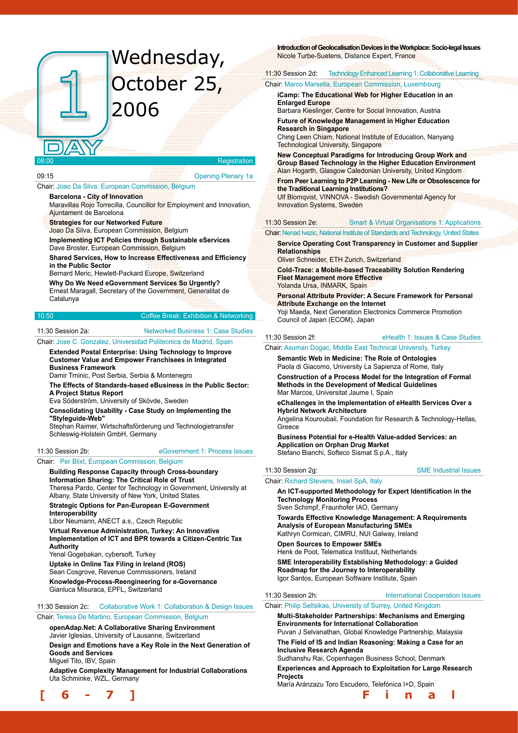# Wednesday, October 25, 2006

## DAY 1

**08:00** Registration

**09:15** Opening Plenary 1a

Chair: Joao Da Silva, European Commission, Belgium

**Barcelona - City of Innovation**
Maravillas Rojo Torrecilla, Councillor for Employment and Innovation, Ajuntament de Barcelona

**Strategies for our Networked Future**
Joao Da Silva, European Commission, Belgium

**Implementing ICT Policies through Sustainable eServices**
Dave Broster, European Commission, Belgium

**Shared Services, How to Increase Effectiveness and Efficiency in the Public Sector**
Bernard Meric, Hewlett-Packard Europe, Switzerland

**Why Do We Need eGovernment Services So Urgently?**
Ernest Maragall, Secretary of the Government, Generalitat de Catalunya

**10:50** Coffee Break: Exhibition & Networking

### 11:30 Session 2a: Networked Business 1: Case Studies

Chair: Jose C. Gonzalez, Universidad Politecnica de Madrid, Spain

**Extended Postal Enterprise: Using Technology to Improve Customer Value and Empower Franchisees in Integrated Business Framework**
Damir Trninic, Post Serbia, Serbia & Montenegro

**The Effects of Standards-based eBusiness in the Public Sector: A Project Status Report**
Eva Söderström, University of Skövde, Sweden

**Consolidating Usability - Case Study on Implementing the "Styleguide-Web"**
Stephan Raimer, Wirtschaftsförderung und Technologietransfer Schleswig-Holstein GmbH, Germany

### 11:30 Session 2b: eGovernment 1: Process Issues

Chair: Per Blixt, European Commission, Belgium

**Building Response Capacity through Cross-boundary Information Sharing: The Critical Role of Trust**
Theresa Pardo, Center for Technology in Government, University at Albany, State University of New York, United States

**Strategic Options for Pan-European E-Government Interoperability**
Libor Neumann, ANECT a.s., Czech Republic

**Virtual Revenue Administration, Turkey: An Innovative Implementation of ICT and BPR towards a Citizen-Centric Tax Authority**
Yenal Gogebakan, cybersoft, Turkey

**Uptake in Online Tax Filing in Ireland (ROS)**
Sean Cosgrove, Revenue Commissioners, Ireland

**Knowledge-Process-Reengineering for e-Governance**
Gianluca Misuraca, EPFL, Switzerland

### 11:30 Session 2c: Collaborative Work 1: Collaboration & Design Issues

Chair: Teresa De Martino, European Commission, Belgium

**openAdap.Net: A Collaborative Sharing Environment**
Javier Iglesias, University of Lausanne, Switzerland

**Design and Emotions have a Key Role in the Next Generation of Goods and Services**
Miguel Tito, IBV, Spain

**Adaptive Complexity Management for Industrial Collaborations**
Uta Schminke, WZL, Germany

**Introduction of Geolocalisation Devices in the Workplace: Socio-legal Issues**
Nicole Turbe-Suetens, Distance Expert, France

### 11:30 Session 2d: Technology Enhanced Learning 1: Collaborative Learning

Chair: Marco Marsella, European Commission, Luxembourg

**iCamp: The Educational Web for Higher Education in an Enlarged Europe**
Barbara Kieslinger, Centre for Social Innovation, Austria

**Future of Knowledge Management in Higher Education Research in Singapore**
Ching Leen Chiam, National Institute of Education, Nanyang Technological University, Singapore

**New Conceptual Paradigms for Introducing Group Work and Group Based Technology in the Higher Education Environment**
Alan Hogarth, Glasgow Caledonian University, United Kingdom

**From Peer Learning to P2P Learning - New Life or Obsolescence for the Traditional Learning Institutions?**
Ulf Blomqvist, VINNOVA - Swedish Governmental Agency for Innovation Systems, Sweden

### 11:30 Session 2e: Smart & Virtual Organisations 1: Applications

Chair: Nenad Ivezic, National Institute of Standards and Technology, United States

**Service Operating Cost Transparency in Customer and Supplier Relationships**
Oliver Schneider, ETH Zurich, Switzerland

**Cold-Trace: a Mobile-based Traceability Solution Rendering Fleet Management more Effective**
Yolanda Ursa, INMARK, Spain

**Personal Attribute Provider: A Secure Framework for Personal Attribute Exchange on the Internet**
Yoji Maeda, Next Generation Electronics Commerce Promotion Council of Japan (ECOM), Japan

### 11:30 Session 2f: eHealth 1: Issues & Case Studies

Chair: Asuman Dogac, Middle East Technical University, Turkey

**Semantic Web in Medicine: The Role of Ontologies**
Paola di Giacomo, University La Sapienza of Rome, Italy

**Construction of a Process Model for the Integration of Formal Methods in the Development of Medical Guidelines**
Mar Marcos, Universitat Jaume I, Spain

**eChallenges in the Implementation of eHealth Services Over a Hybrid Network Architecture**
Angelina Kouroubali, Foundation for Research & Technology-Hellas, Greece

**Business Potential for e-Health Value-added Services: an Application on Orphan Drug Market**
Stefano Bianchi, Softeco Sismat S.p.A., Italy

### 11:30 Session 2g: SME Industrial Issues

Chair: Richard Stevens, Insiel SpA, Italy

**An ICT-supported Methodology for Expert Identification in the Technology Monitoring Process**
Sven Schimpf, Fraunhofer IAO, Germany

**Towards Effective Knowledge Management: A Requirements Analysis of European Manufacturing SMEs**
Kathryn Cormican, CIMRU, NUI Galway, Ireland

**Open Sources to Empower SMEs**
Henk de Poot, Telematica Instituut, Netherlands

**SME Interoperability Establishing Methodology: a Guided Roadmap for the Journey to Interoperability**
Igor Santos, European Software Institute, Spain

### 11:30 Session 2h: International Cooperation Issues

Chair: Philip Seltsikas, University of Surrey, United Kingdom

**Multi-Stakeholder Partnerships: Mechanisms and Emerging Environments for International Collaboration**
Puvan J Selvanathan, Global Knowledge Partnership, Malaysia

**The Field of IS and Indian Reasoning: Making a Case for an Inclusive Research Agenda**
Sudhanshu Rai, Copenhagen Business School, Denmark

**Experiences and Approach to Exploitation for Large Research Projects**
María Aránzazu Toro Escudero, Telefónica I+D, Spain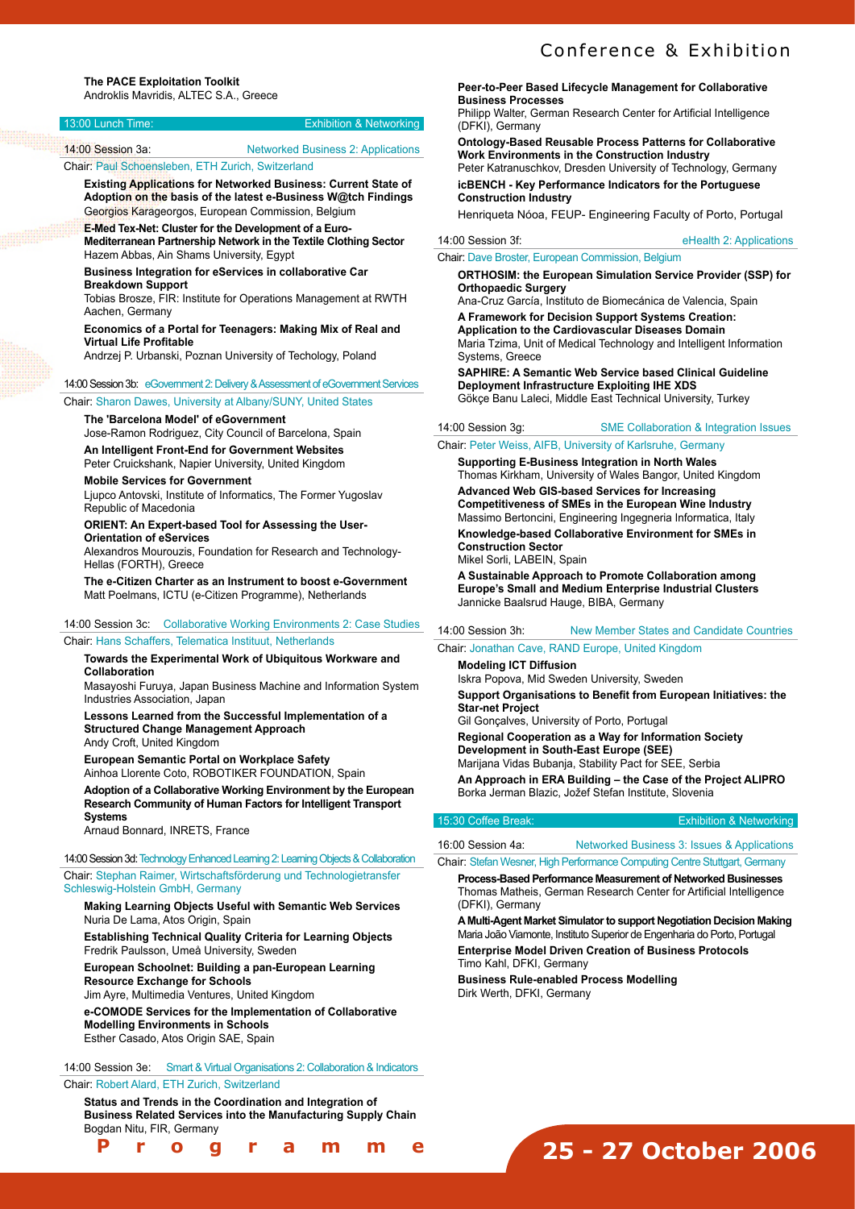**The PACE Exploitation Toolkit**
Androklis Mavridis, ALTEC S.A., Greece

13:00 Lunch Time: Exhibition & Networking

14:00 Session 3a: Networked Business 2: Applications

Chair: Paul Schoensleben, ETH Zurich, Switzerland

**Existing Applications for Networked Business: Current State of Adoption on the basis of the latest e-Business W@tch Findings**
Georgios Karageorgos, European Commission, Belgium

**E-Med Tex-Net: Cluster for the Development of a Euro-Mediterranean Partnership Network in the Textile Clothing Sector**
Hazem Abbas, Ain Shams University, Egypt

**Business Integration for eServices in collaborative Car Breakdown Support**
Tobias Brosze, FIR: Institute for Operations Management at RWTH Aachen, Germany

**Economics of a Portal for Teenagers: Making Mix of Real and Virtual Life Profitable**
Andrzej P. Urbanski, Poznan University of Techology, Poland

14:00 Session 3b: eGovernment 2: Delivery & Assessment of eGovernment Services

Chair: Sharon Dawes, University at Albany/SUNY, United States

**The 'Barcelona Model' of eGovernment**
Jose-Ramon Rodriguez, City Council of Barcelona, Spain

**An Intelligent Front-End for Government Websites**
Peter Cruickshank, Napier University, United Kingdom

**Mobile Services for Government**
Ljupco Antovski, Institute of Informatics, The Former Yugoslav Republic of Macedonia

**ORIENT: An Expert-based Tool for Assessing the User-Orientation of eServices**
Alexandros Mourouzis, Foundation for Research and Technology-Hellas (FORTH), Greece

**The e-Citizen Charter as an Instrument to boost e-Government**
Matt Poelmans, ICTU (e-Citizen Programme), Netherlands

14:00 Session 3c: Collaborative Working Environments 2: Case Studies

Chair: Hans Schaffers, Telematica Instituut, Netherlands

**Towards the Experimental Work of Ubiquitous Workware and Collaboration**
Masayoshi Furuya, Japan Business Machine and Information System Industries Association, Japan

**Lessons Learned from the Successful Implementation of a Structured Change Management Approach**
Andy Croft, United Kingdom

**European Semantic Portal on Workplace Safety**
Ainhoa Llorente Coto, ROBOTIKER FOUNDATION, Spain

**Adoption of a Collaborative Working Environment by the European Research Community of Human Factors for Intelligent Transport Systems**
Arnaud Bonnard, INRETS, France

14:00 Session 3d: Technology Enhanced Learning 2: Learning Objects & Collaboration

Chair: Stephan Raimer, Wirtschaftsförderung und Technologietransfer Schleswig-Holstein GmbH, Germany

**Making Learning Objects Useful with Semantic Web Services**
Nuria De Lama, Atos Origin, Spain

**Establishing Technical Quality Criteria for Learning Objects**
Fredrik Paulsson, Umeå University, Sweden

**European Schoolnet: Building a pan-European Learning Resource Exchange for Schools**
Jim Ayre, Multimedia Ventures, United Kingdom

**e-COMODE Services for the Implementation of Collaborative Modelling Environments in Schools**
Esther Casado, Atos Origin SAE, Spain

14:00 Session 3e: Smart & Virtual Organisations 2: Collaboration & Indicators

Chair: Robert Alard, ETH Zurich, Switzerland

**Status and Trends in the Coordination and Integration of Business Related Services into the Manufacturing Supply Chain**
Bogdan Nitu, FIR, Germany

**Peer-to-Peer Based Lifecycle Management for Collaborative Business Processes**
Philipp Walter, German Research Center for Artificial Intelligence (DFKI), Germany

**Ontology-Based Reusable Process Patterns for Collaborative Work Environments in the Construction Industry**
Peter Katranuschkov, Dresden University of Technology, Germany

**icBENCH - Key Performance Indicators for the Portuguese Construction Industry**
Henriqueta Nóoa, FEUP- Engineering Faculty of Porto, Portugal

14:00 Session 3f: eHealth 2: Applications

Chair: Dave Broster, European Commission, Belgium

**ORTHOSIM: the European Simulation Service Provider (SSP) for Orthopaedic Surgery**
Ana-Cruz García, Instituto de Biomecánica de Valencia, Spain

**A Framework for Decision Support Systems Creation: Application to the Cardiovascular Diseases Domain**
Maria Tzima, Unit of Medical Technology and Intelligent Information Systems, Greece

**SAPHIRE: A Semantic Web Service based Clinical Guideline Deployment Infrastructure Exploiting IHE XDS**
Gökçe Banu Laleci, Middle East Technical University, Turkey

14:00 Session 3g: SME Collaboration & Integration Issues

Chair: Peter Weiss, AIFB, University of Karlsruhe, Germany

**Supporting E-Business Integration in North Wales**
Thomas Kirkham, University of Wales Bangor, United Kingdom

**Advanced Web GIS-based Services for Increasing Competitiveness of SMEs in the European Wine Industry**
Massimo Bertoncini, Engineering Ingegneria Informatica, Italy

**Knowledge-based Collaborative Environment for SMEs in Construction Sector**
Mikel Sorli, LABEIN, Spain

**A Sustainable Approach to Promote Collaboration among Europe's Small and Medium Enterprise Industrial Clusters**
Jannicke Baalsrud Hauge, BIBA, Germany

14:00 Session 3h: New Member States and Candidate Countries

Chair: Jonathan Cave, RAND Europe, United Kingdom

**Modeling ICT Diffusion**
Iskra Popova, Mid Sweden University, Sweden

**Support Organisations to Benefit from European Initiatives: the Star-net Project**
Gil Gonçalves, University of Porto, Portugal

**Regional Cooperation as a Way for Information Society Development in South-East Europe (SEE)**
Marijana Vidas Bubanja, Stability Pact for SEE, Serbia

**An Approach in ERA Building – the Case of the Project ALIPRO**
Borka Jerman Blazic, Jožef Stefan Institute, Slovenia

15:30 Coffee Break: Exhibition & Networking

16:00 Session 4a: Networked Business 3: Issues & Applications

Chair: Stefan Wesner, High Performance Computing Centre Stuttgart, Germany

**Process-Based Performance Measurement of Networked Businesses**
Thomas Matheis, German Research Center for Artificial Intelligence (DFKI), Germany

**A Multi-Agent Market Simulator to support Negotiation Decision Making**
Maria João Viamonte, Instituto Superior de Engenharia do Porto, Portugal

**Enterprise Model Driven Creation of Business Protocols**
Timo Kahl, DFKI, Germany

**Business Rule-enabled Process Modelling**
Dirk Werth, DFKI, Germany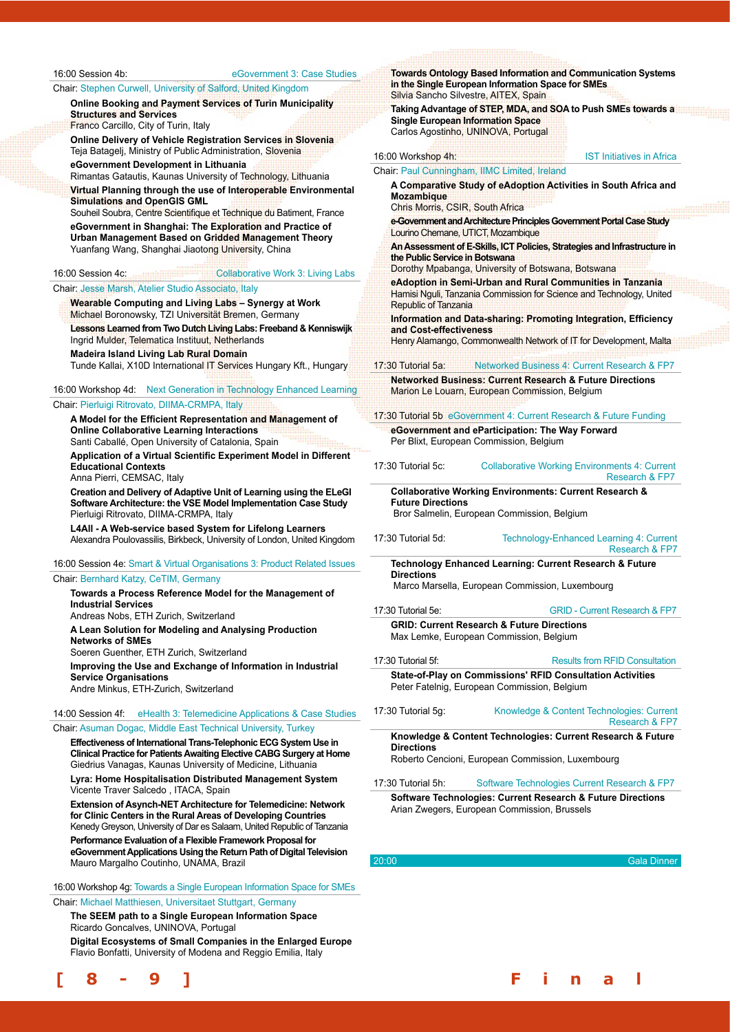### 16:00 Session 4b: eGovernment 3: Case Studies

Chair: Stephen Curwell, University of Salford, United Kingdom

**Online Booking and Payment Services of Turin Municipality Structures and Services**
Franco Carcillo, City of Turin, Italy

**Online Delivery of Vehicle Registration Services in Slovenia**
Teja Batagelj, Ministry of Public Administration, Slovenia

**eGovernment Development in Lithuania**
Rimantas Gatautis, Kaunas University of Technology, Lithuania

**Virtual Planning through the use of Interoperable Environmental Simulations and OpenGIS GML**
Souheil Soubra, Centre Scientifique et Technique du Batiment, France

**eGovernment in Shanghai: The Exploration and Practice of Urban Management Based on Gridded Management Theory**
Yuanfang Wang, Shanghai Jiaotong University, China

### 16:00 Session 4c: Collaborative Work 3: Living Labs

Chair: Jesse Marsh, Atelier Studio Associato, Italy

**Wearable Computing and Living Labs – Synergy at Work**
Michael Boronowsky, TZI Universität Bremen, Germany

**Lessons Learned from Two Dutch Living Labs: Freeband & Kenniswijk**
Ingrid Mulder, Telematica Instituut, Netherlands

**Madeira Island Living Lab Rural Domain**
Tunde Kallai, X10D International IT Services Hungary Kft., Hungary

### 16:00 Workshop 4d: Next Generation in Technology Enhanced Learning

Chair: Pierluigi Ritrovato, DIIMA-CRMPA, Italy

**A Model for the Efficient Representation and Management of Online Collaborative Learning Interactions**
Santi Caballé, Open University of Catalonia, Spain

**Application of a Virtual Scientific Experiment Model in Different Educational Contexts**
Anna Pierri, CEMSAC, Italy

**Creation and Delivery of Adaptive Unit of Learning using the ELeGI Software Architecture: the VSE Model Implementation Case Study**
Pierluigi Ritrovato, DIIMA-CRMPA, Italy

**L4All - A Web-service based System for Lifelong Learners**
Alexandra Poulovassilis, Birkbeck, University of London, United Kingdom

### 16:00 Session 4e: Smart & Virtual Organisations 3: Product Related Issues

Chair: Bernhard Katzy, CeTIM, Germany

**Towards a Process Reference Model for the Management of Industrial Services**
Andreas Nobs, ETH Zurich, Switzerland

**A Lean Solution for Modeling and Analysing Production Networks of SMEs**
Soeren Guenther, ETH Zurich, Switzerland

**Improving the Use and Exchange of Information in Industrial Service Organisations**
Andre Minkus, ETH-Zurich, Switzerland

### 14:00 Session 4f: eHealth 3: Telemedicine Applications & Case Studies

Chair: Asuman Dogac, Middle East Technical University, Turkey

**Effectiveness of International Trans-Telephonic ECG System Use in Clinical Practice for Patients Awaiting Elective CABG Surgery at Home**
Giedrius Vanagas, Kaunas University of Medicine, Lithuania

**Lyra: Home Hospitalisation Distributed Management System**
Vicente Traver Salcedo , ITACA, Spain

**Extension of Asynch-NET Architecture for Telemedicine: Network for Clinic Centers in the Rural Areas of Developing Countries**
Kenedy Greyson, University of Dar es Salaam, United Republic of Tanzania

**Performance Evaluation of a Flexible Framework Proposal for eGovernment Applications Using the Return Path of Digital Television**
Mauro Margalho Coutinho, UNAMA, Brazil

### 16:00 Workshop 4g: Towards a Single European Information Space for SMEs

Chair: Michael Matthiesen, Universitaet Stuttgart, Germany

**The SEEM path to a Single European Information Space**
Ricardo Goncalves, UNINOVA, Portugal

**Digital Ecosystems of Small Companies in the Enlarged Europe**
Flavio Bonfatti, University of Modena and Reggio Emilia, Italy

**Towards Ontology Based Information and Communication Systems in the Single European Information Space for SMEs**
Silvia Sancho Silvestre, AITEX, Spain

**Taking Advantage of STEP, MDA, and SOA to Push SMEs towards a Single European Information Space**
Carlos Agostinho, UNINOVA, Portugal

### 16:00 Workshop 4h: IST Initiatives in Africa

Chair: Paul Cunningham, IIMC Limited, Ireland

**A Comparative Study of eAdoption Activities in South Africa and Mozambique**
Chris Morris, CSIR, South Africa

**e-Government and Architecture Principles Government Portal Case Study**
Lourino Chemane, UTICT, Mozambique

**An Assessment of E-Skills, ICT Policies, Strategies and Infrastructure in the Public Service in Botswana**
Dorothy Mpabanga, University of Botswana, Botswana

**eAdoption in Semi-Urban and Rural Communities in Tanzania**
Hamisi Nguli, Tanzania Commission for Science and Technology, United Republic of Tanzania

**Information and Data-sharing: Promoting Integration, Efficiency and Cost-effectiveness**
Henry Alamango, Commonwealth Network of IT for Development, Malta

### 17:30 Tutorial 5a: Networked Business 4: Current Research & FP7

**Networked Business: Current Research & Future Directions**
Marion Le Louarn, European Commission, Belgium

### 17:30 Tutorial 5b eGovernment 4: Current Research & Future Funding

**eGovernment and eParticipation: The Way Forward**
Per Blixt, European Commission, Belgium

### 17:30 Tutorial 5c: Collaborative Working Environments 4: Current Research & FP7

**Collaborative Working Environments: Current Research & Future Directions**
Bror Salmelin, European Commission, Belgium

### 17:30 Tutorial 5d: Technology-Enhanced Learning 4: Current Research & FP7

**Technology Enhanced Learning: Current Research & Future Directions**
Marco Marsella, European Commission, Luxembourg

### 17:30 Tutorial 5e: GRID - Current Research & FP7

**GRID: Current Research & Future Directions**
Max Lemke, European Commission, Belgium

### 17:30 Tutorial 5f: Results from RFID Consultation

**State-of-Play on Commissions' RFID Consultation Activities**
Peter Fatelnig, European Commission, Belgium

### 17:30 Tutorial 5g: Knowledge & Content Technologies: Current Research & FP7

**Knowledge & Content Technologies: Current Research & Future Directions**
Roberto Cencioni, European Commission, Luxembourg

### 17:30 Tutorial 5h: Software Technologies Current Research & FP7

**Software Technologies: Current Research & Future Directions**
Arian Zwegers, European Commission, Brussels

### 20:00 Gala Dinner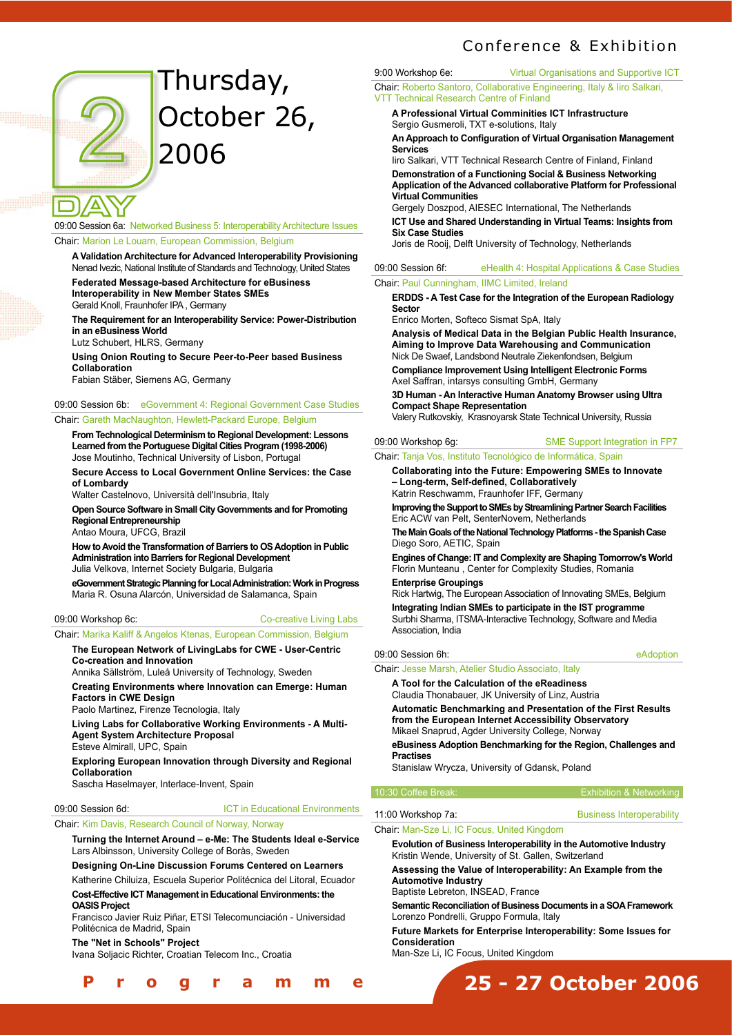# Day 2 — Thursday, October 26, 2006

## 09:00 Session 6a: Networked Business 5: Interoperability Architecture Issues

Chair: Marion Le Louarn, European Commission, Belgium

**A Validation Architecture for Advanced Interoperability Provisioning**
Nenad Ivezic, National Institute of Standards and Technology, United States

**Federated Message-based Architecture for eBusiness Interoperability in New Member States SMEs**
Gerald Knoll, Fraunhofer IPA , Germany

**The Requirement for an Interoperability Service: Power-Distribution in an eBusiness World**
Lutz Schubert, HLRS, Germany

**Using Onion Routing to Secure Peer-to-Peer based Business Collaboration**
Fabian Stäber, Siemens AG, Germany

## 09:00 Session 6b: eGovernment 4: Regional Government Case Studies

Chair: Gareth MacNaughton, Hewlett-Packard Europe, Belgium

**From Technological Determinism to Regional Development: Lessons Learned from the Portuguese Digital Cities Program (1998-2006)**
Jose Moutinho, Technical University of Lisbon, Portugal

**Secure Access to Local Government Online Services: the Case of Lombardy**
Walter Castelnovo, Università dell'Insubria, Italy

**Open Source Software in Small City Governments and for Promoting Regional Entrepreneurship**
Antao Moura, UFCG, Brazil

**How to Avoid the Transformation of Barriers to OS Adoption in Public Administration into Barriers for Regional Development**
Julia Velkova, Internet Society Bulgaria, Bulgaria

**eGovernment Strategic Planning for Local Administration: Work in Progress**
Maria R. Osuna Alarcón, Universidad de Salamanca, Spain

## 09:00 Workshop 6c: Co-creative Living Labs

Chair: Marika Kaliff & Angelos Ktenas, European Commission, Belgium

**The European Network of LivingLabs for CWE - User-Centric Co-creation and Innovation**
Annika Sällström, Luleå University of Technology, Sweden

**Creating Environments where Innovation can Emerge: Human Factors in CWE Design**
Paolo Martinez, Firenze Tecnologia, Italy

**Living Labs for Collaborative Working Environments - A Multi-Agent System Architecture Proposal**
Esteve Almirall, UPC, Spain

**Exploring European Innovation through Diversity and Regional Collaboration**
Sascha Haselmayer, Interlace-Invent, Spain

## 09:00 Session 6d: ICT in Educational Environments

Chair: Kim Davis, Research Council of Norway, Norway

**Turning the Internet Around – e-Me: The Students Ideal e-Service**
Lars Albinsson, University College of Borås, Sweden

**Designing On-Line Discussion Forums Centered on Learners**
Katherine Chiluiza, Escuela Superior Politécnica del Litoral, Ecuador

**Cost-Effective ICT Management in Educational Environments: the OASIS Project**
Francisco Javier Ruiz Piñar, ETSI Telecomunciación - Universidad Politécnica de Madrid, Spain

**The "Net in Schools" Project**
Ivana Soljacic Richter, Croatian Telecom Inc., Croatia

## 9:00 Workshop 6e: Virtual Organisations and Supportive ICT

Chair: Roberto Santoro, Collaborative Engineering, Italy & Iiro Salkari, VTT Technical Research Centre of Finland

**A Professional Virtual Comminities ICT Infrastructure**
Sergio Gusmeroli, TXT e-solutions, Italy

**An Approach to Configuration of Virtual Organisation Management Services**
Iiro Salkari, VTT Technical Research Centre of Finland, Finland

**Demonstration of a Functioning Social & Business Networking Application of the Advanced collaborative Platform for Professional Virtual Communities**
Gergely Doszpod, AIESEC International, The Netherlands

**ICT Use and Shared Understanding in Virtual Teams: Insights from Six Case Studies**
Joris de Rooij, Delft University of Technology, Netherlands

## 09:00 Session 6f: eHealth 4: Hospital Applications & Case Studies

Chair: Paul Cunningham, IIMC Limited, Ireland

**ERDDS - A Test Case for the Integration of the European Radiology Sector**
Enrico Morten, Softeco Sismat SpA, Italy

**Analysis of Medical Data in the Belgian Public Health Insurance, Aiming to Improve Data Warehousing and Communication**
Nick De Swaef, Landsbond Neutrale Ziekenfondsen, Belgium

**Compliance Improvement Using Intelligent Electronic Forms**
Axel Saffran, intarsys consulting GmbH, Germany

**3D Human - An Interactive Human Anatomy Browser using Ultra Compact Shape Representation**
Valery Rutkovskiy, Krasnoyarsk State Technical University, Russia

## 09:00 Workshop 6g: SME Support Integration in FP7

Chair: Tanja Vos, Instituto Tecnológico de Informática, Spain

**Collaborating into the Future: Empowering SMEs to Innovate – Long-term, Self-defined, Collaboratively**
Katrin Reschwamm, Fraunhofer IFF, Germany

**Improving the Support to SMEs by Streamlining Partner Search Facilities**
Eric ACW van Pelt, SenterNovem, Netherlands

**The Main Goals of the National Technology Platforms - the Spanish Case**
Diego Soro, AETIC, Spain

**Engines of Change: IT and Complexity are Shaping Tomorrow's World**
Florin Munteanu , Center for Complexity Studies, Romania

**Enterprise Groupings**
Rick Hartwig, The European Association of Innovating SMEs, Belgium

**Integrating Indian SMEs to participate in the IST programme**
Surbhi Sharma, ITSMA-Interactive Technology, Software and Media Association, India

## 09:00 Session 6h: eAdoption

Chair: Jesse Marsh, Atelier Studio Associato, Italy

**A Tool for the Calculation of the eReadiness**
Claudia Thonabauer, JK University of Linz, Austria

**Automatic Benchmarking and Presentation of the First Results from the European Internet Accessibility Observatory**
Mikael Snaprud, Agder University College, Norway

**eBusiness Adoption Benchmarking for the Region, Challenges and Practises**
Stanislaw Wrycza, University of Gdansk, Poland

## 10:30 Coffee Break: Exhibition & Networking

## 11:00 Workshop 7a: Business Interoperability

Chair: Man-Sze Li, IC Focus, United Kingdom

**Evolution of Business Interoperability in the Automotive Industry**
Kristin Wende, University of St. Gallen, Switzerland

**Assessing the Value of Interoperability: An Example from the Automotive Industry**
Baptiste Lebreton, INSEAD, France

**Semantic Reconciliation of Business Documents in a SOA Framework**
Lorenzo Pondrelli, Gruppo Formula, Italy

**Future Markets for Enterprise Interoperability: Some Issues for Consideration**
Man-Sze Li, IC Focus, United Kingdom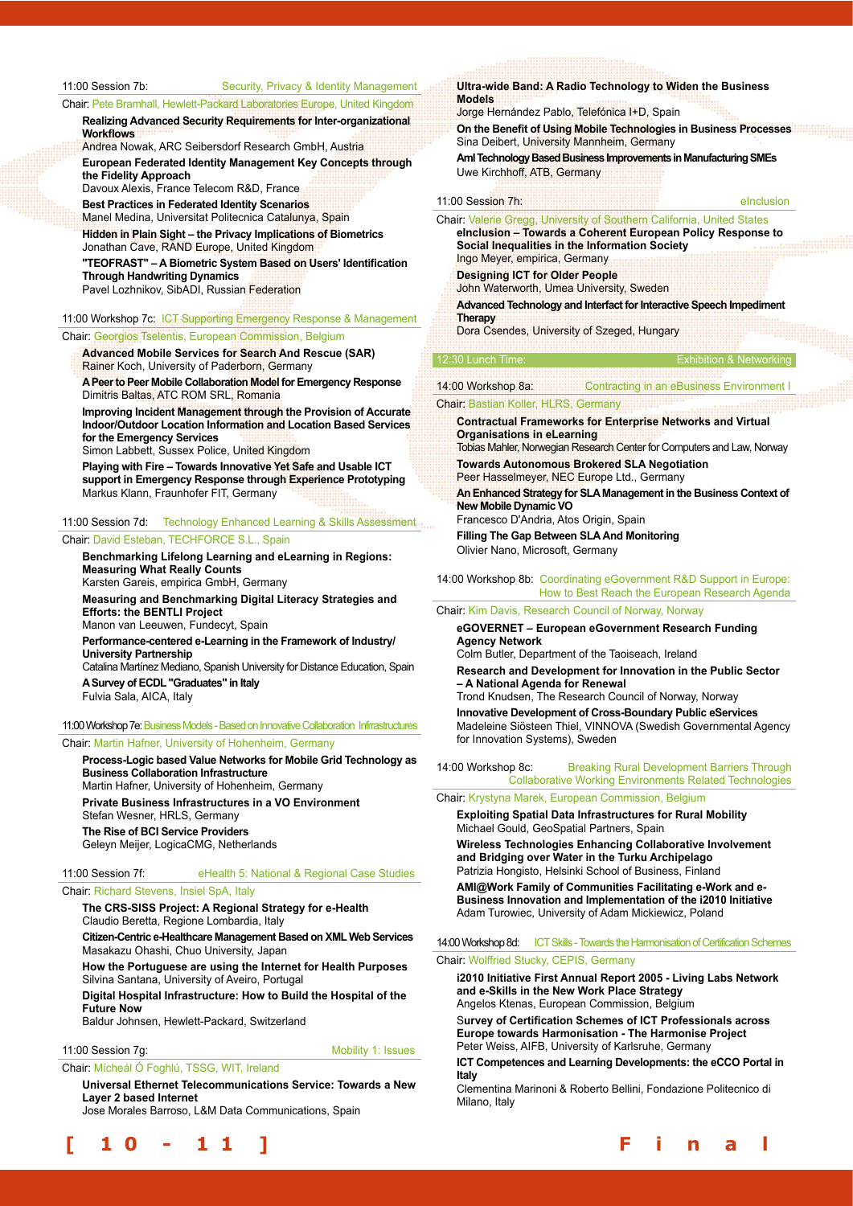11:00 Session 7b: Security, Privacy & Identity Management

Chair: Pete Bramhall, Hewlett-Packard Laboratories Europe, United Kingdom

**Realizing Advanced Security Requirements for Inter-organizational Workflows**
Andrea Nowak, ARC Seibersdorf Research GmbH, Austria

**European Federated Identity Management Key Concepts through the Fidelity Approach**
Davoux Alexis, France Telecom R&D, France

**Best Practices in Federated Identity Scenarios**
Manel Medina, Universitat Politecnica Catalunya, Spain

**Hidden in Plain Sight – the Privacy Implications of Biometrics**
Jonathan Cave, RAND Europe, United Kingdom

**"TEOFRAST" – A Biometric System Based on Users' Identification Through Handwriting Dynamics**
Pavel Lozhnikov, SibADI, Russian Federation

11:00 Workshop 7c: ICT Supporting Emergency Response & Management

Chair: Georgios Tselentis, European Commission, Belgium

**Advanced Mobile Services for Search And Rescue (SAR)**
Rainer Koch, University of Paderborn, Germany

**A Peer to Peer Mobile Collaboration Model for Emergency Response**
Dimitris Baltas, ATC ROM SRL, Romania

**Improving Incident Management through the Provision of Accurate Indoor/Outdoor Location Information and Location Based Services for the Emergency Services**
Simon Labbett, Sussex Police, United Kingdom

**Playing with Fire – Towards Innovative Yet Safe and Usable ICT support in Emergency Response through Experience Prototyping**
Markus Klann, Fraunhofer FIT, Germany

11:00 Session 7d: Technology Enhanced Learning & Skills Assessment

Chair: David Esteban, TECHFORCE S.L., Spain

**Benchmarking Lifelong Learning and eLearning in Regions: Measuring What Really Counts**
Karsten Gareis, empirica GmbH, Germany

**Measuring and Benchmarking Digital Literacy Strategies and Efforts: the BENTLI Project**
Manon van Leeuwen, Fundecyt, Spain

**Performance-centered e-Learning in the Framework of Industry/University Partnership**
Catalina Martínez Mediano, Spanish University for Distance Education, Spain

**A Survey of ECDL "Graduates" in Italy**
Fulvia Sala, AICA, Italy

11:00 Workshop 7e: Business Models - Based on Innovative Collaboration Infrastructures

Chair: Martin Hafner, University of Hohenheim, Germany

**Process-Logic based Value Networks for Mobile Grid Technology as Business Collaboration Infrastructure**
Martin Hafner, University of Hohenheim, Germany

**Private Business Infrastructures in a VO Environment**
Stefan Wesner, HRLS, Germany

**The Rise of BCI Service Providers**
Geleyn Meijer, LogicaCMG, Netherlands

11:00 Session 7f: eHealth 5: National & Regional Case Studies

Chair: Richard Stevens, Insiel SpA, Italy

**The CRS-SISS Project: A Regional Strategy for e-Health**
Claudio Beretta, Regione Lombardia, Italy

**Citizen-Centric e-Healthcare Management Based on XML Web Services**
Masakazu Ohashi, Chuo University, Japan

**How the Portuguese are using the Internet for Health Purposes**
Silvina Santana, University of Aveiro, Portugal

**Digital Hospital Infrastructure: How to Build the Hospital of the Future Now**
Baldur Johnsen, Hewlett-Packard, Switzerland

11:00 Session 7g: Mobility 1: Issues

Chair: Mícheál Ó Foghlú, TSSG, WIT, Ireland

**Universal Ethernet Telecommunications Service: Towards a New Layer 2 based Internet**
Jose Morales Barroso, L&M Data Communications, Spain

**Ultra-wide Band: A Radio Technology to Widen the Business Models**
Jorge Hernández Pablo, Telefónica I+D, Spain

**On the Benefit of Using Mobile Technologies in Business Processes**
Sina Deibert, University Mannheim, Germany

**AmI Technology Based Business Improvements in Manufacturing SMEs**
Uwe Kirchhoff, ATB, Germany

11:00 Session 7h: eInclusion

Chair: Valerie Gregg, University of Southern California, United States

**eInclusion – Towards a Coherent European Policy Response to Social Inequalities in the Information Society**
Ingo Meyer, empirica, Germany

**Designing ICT for Older People**
John Waterworth, Umea University, Sweden

**Advanced Technology and Interfact for Interactive Speech Impediment Therapy**
Dora Csendes, University of Szeged, Hungary

12:30 Lunch Time: Exhibition & Networking

14:00 Workshop 8a: Contracting in an eBusiness Environment I

Chair: Bastian Koller, HLRS, Germany

**Contractual Frameworks for Enterprise Networks and Virtual Organisations in eLearning**
Tobias Mahler, Norwegian Research Center for Computers and Law, Norway

**Towards Autonomous Brokered SLA Negotiation**
Peer Hasselmeyer, NEC Europe Ltd., Germany

**An Enhanced Strategy for SLA Management in the Business Context of New Mobile Dynamic VO**
Francesco D'Andria, Atos Origin, Spain

**Filling The Gap Between SLA And Monitoring**
Olivier Nano, Microsoft, Germany

14:00 Workshop 8b: Coordinating eGovernment R&D Support in Europe: How to Best Reach the European Research Agenda

Chair: Kim Davis, Research Council of Norway, Norway

**eGOVERNET – European eGovernment Research Funding Agency Network**
Colm Butler, Department of the Taoiseach, Ireland

**Research and Development for Innovation in the Public Sector – A National Agenda for Renewal**
Trond Knudsen, The Research Council of Norway, Norway

**Innovative Development of Cross-Boundary Public eServices**
Madeleine Siösteen Thiel, VINNOVA (Swedish Governmental Agency for Innovation Systems), Sweden

14:00 Workshop 8c: Breaking Rural Development Barriers Through Collaborative Working Environments Related Technologies

Chair: Krystyna Marek, European Commission, Belgium

**Exploiting Spatial Data Infrastructures for Rural Mobility**
Michael Gould, GeoSpatial Partners, Spain

**Wireless Technologies Enhancing Collaborative Involvement and Bridging over Water in the Turku Archipelago**
Patrizia Hongisto, Helsinki School of Business, Finland

**AMI@Work Family of Communities Facilitating e-Work and e-Business Innovation and Implementation of the i2010 Initiative**
Adam Turowiec, University of Adam Mickiewicz, Poland

14:00 Workshop 8d: ICT Skills - Towards the Harmonisation of Certification Schemes

Chair: Wolffried Stucky, CEPIS, Germany

**i2010 Initiative First Annual Report 2005 - Living Labs Network and e-Skills in the New Work Place Strategy**
Angelos Ktenas, European Commission, Belgium

**Survey of Certification Schemes of ICT Professionals across Europe towards Harmonisation - The Harmonise Project**
Peter Weiss, AIFB, University of Karlsruhe, Germany

**ICT Competences and Learning Developments: the eCCO Portal in Italy**
Clementina Marinoni & Roberto Bellini, Fondazione Politecnico di Milano, Italy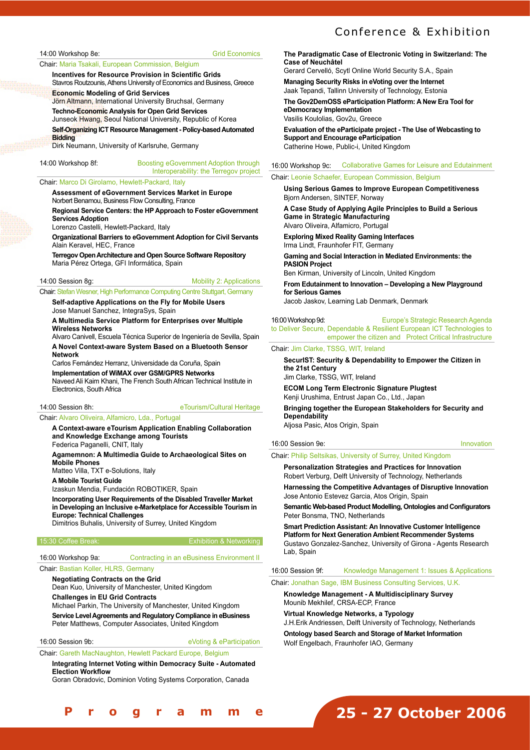**14:00 Workshop 8e:** Grid Economics

Chair: Maria Tsakali, European Commission, Belgium

**Incentives for Resource Provision in Scientific Grids**
Stavros Routzounis, Athens University of Economics and Business, Greece

**Economic Modeling of Grid Services**
Jörn Altmann, International University Bruchsal, Germany

**Techno-Economic Analysis for Open Grid Services**
Junseok Hwang, Seoul National University, Republic of Korea

**Self-Organizing ICT Resource Management - Policy-based Automated Bidding**
Dirk Neumann, University of Karlsruhe, Germany

**14:00 Workshop 8f:** Boosting eGovernment Adoption through Interoperability: the Terregov project

Chair: Marco Di Girolamo, Hewlett-Packard, Italy

**Assessment of eGovernment Services Market in Europe**
Norbert Benamou, Business Flow Consulting, France

**Regional Service Centers: the HP Approach to Foster eGovernment Services Adoption**
Lorenzo Castelli, Hewlett-Packard, Italy

**Organizational Barriers to eGovernment Adoption for Civil Servants**
Alain Keravel, HEC, France

**Terregov Open Architecture and Open Source Software Repository**
Maria Pérez Ortega, GFI Informática, Spain

**14:00 Session 8g:** Mobility 2: Applications

Chair: Stefan Wesner, High Performance Computing Centre Stuttgart, Germany

**Self-adaptive Applications on the Fly for Mobile Users**
Jose Manuel Sanchez, IntegraSys, Spain

**A Multimedia Service Platform for Enterprises over Multiple Wireless Networks**
Alvaro Canivell, Escuela Técnica Superior de Ingeniería de Sevilla, Spain

**A Novel Context-aware System Based on a Bluetooth Sensor Network**
Carlos Fernández Herranz, Universidade da Coruña, Spain

**Implementation of WiMAX over GSM/GPRS Networks**
Naveed Ali Kaim Khani, The French South African Technical Institute in Electronics, South Africa

**14:00 Session 8h:** eTourism/Cultural Heritage

Chair: Alvaro Oliveira, Alfamicro, Lda., Portugal

**A Context-aware eTourism Application Enabling Collaboration and Knowledge Exchange among Tourists**
Federica Paganelli, CNIT, Italy

**Agamemnon: A Multimedia Guide to Archaeological Sites on Mobile Phones**
Matteo Villa, TXT e-Solutions, Italy

**A Mobile Tourist Guide**
Izaskun Mendia, Fundación ROBOTIKER, Spain

**Incorporating User Requirements of the Disabled Traveller Market in Developing an Inclusive e-Marketplace for Accessible Tourism in Europe: Technical Challenges**
Dimitrios Buhalis, University of Surrey, United Kingdom

**15:30 Coffee Break:** Exhibition & Networking

**16:00 Workshop 9a:** Contracting in an eBusiness Environment II

Chair: Bastian Koller, HLRS, Germany

**Negotiating Contracts on the Grid**
Dean Kuo, University of Manchester, United Kingdom

**Challenges in EU Grid Contracts**
Michael Parkin, The University of Manchester, United Kingdom

**Service Level Agreements and Regulatory Compliance in eBusiness**
Peter Matthews, Computer Associates, United Kingdom

**16:00 Session 9b:** eVoting & eParticipation

Chair: Gareth MacNaughton, Hewlett Packard Europe, Belgium

**Integrating Internet Voting within Democracy Suite - Automated Election Workflow**
Goran Obradovic, Dominion Voting Systems Corporation, Canada

**The Paradigmatic Case of Electronic Voting in Switzerland: The Case of Neuchâtel**
Gerard Cervelló, Scytl Online World Security S.A., Spain

**Managing Security Risks in eVoting over the Internet**
Jaak Tepandi, Tallinn University of Technology, Estonia

**The Gov2DemOSS eParticipation Platform: A New Era Tool for eDemocracy Implementation**
Vasilis Koulolias, Gov2u, Greece

**Evaluation of the eParticipate project - The Use of Webcasting to Support and Encourage eParticipation**
Catherine Howe, Public-i, United Kingdom

**16:00 Workshop 9c:** Collaborative Games for Leisure and Edutainment

Chair: Leonie Schaefer, European Commission, Belgium

**Using Serious Games to Improve European Competitiveness**
Bjorn Andersen, SINTEF, Norway

**A Case Study of Applying Agile Principles to Build a Serious Game in Strategic Manufacturing**
Alvaro Oliveira, Alfamicro, Portugal

**Exploring Mixed Reality Gaming Interfaces**
Irma Lindt, Fraunhofer FIT, Germany

**Gaming and Social Interaction in Mediated Environments: the PASION Project**
Ben Kirman, University of Lincoln, United Kingdom

**From Edutainment to Innovation – Developing a New Playground for Serious Games**
Jacob Jaskov, Learning Lab Denmark, Denmark

**16:00 Workshop 9d:** Europe's Strategic Research Agenda to Deliver Secure, Dependable & Resilient European ICT Technologies to empower the citizen and Protect Critical Infrastructure

Chair: Jim Clarke, TSSG, WIT, Ireland

**SecurIST: Security & Dependability to Empower the Citizen in the 21st Century**
Jim Clarke, TSSG, WIT, Ireland

**ECOM Long Term Electronic Signature Plugtest**
Kenji Urushima, Entrust Japan Co., Ltd., Japan

**Bringing together the European Stakeholders for Security and Dependability**
Aljosa Pasic, Atos Origin, Spain

**16:00 Session 9e:** Innovation

Chair: Philip Seltsikas, University of Surrey, United Kingdom

**Personalization Strategies and Practices for Innovation**
Robert Verburg, Delft University of Technology, Netherlands

**Harnessing the Competitive Advantages of Disruptive Innovation**
Jose Antonio Estevez Garcia, Atos Origin, Spain

**Semantic Web-based Product Modelling, Ontologies and Configurators**
Peter Bonsma, TNO, Netherlands

**Smart Prediction Assistant: An Innovative Customer Intelligence Platform for Next Generation Ambient Recommender Systems**
Gustavo Gonzalez-Sanchez, University of Girona - Agents Research Lab, Spain

**16:00 Session 9f:** Knowledge Management 1: Issues & Applications

Chair: Jonathan Sage, IBM Business Consulting Services, U.K.

**Knowledge Management - A Multidisciplinary Survey**
Mounib Mekhilef, CRSA-ECP, France

**Virtual Knowledge Networks, a Typology**
J.H.Erik Andriessen, Delft University of Technology, Netherlands

**Ontology based Search and Storage of Market Information**
Wolf Engelbach, Fraunhofer IAO, Germany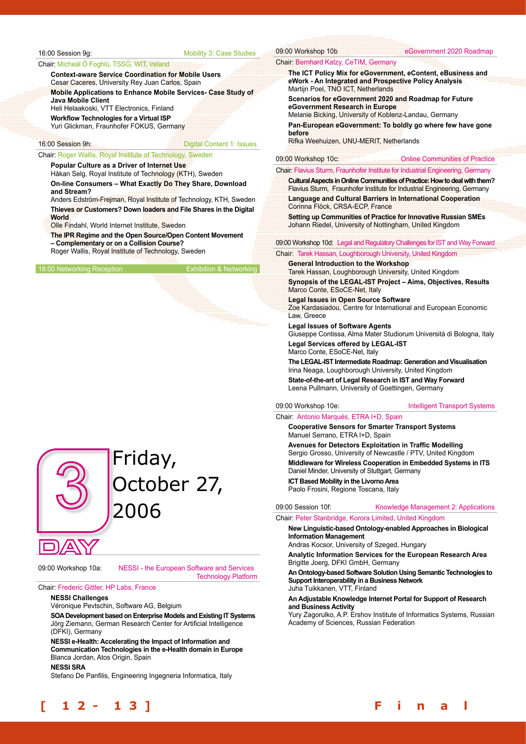16:00 Session 9g: Mobility 3: Case Studies

Chair: Mícheál Ó Foghlú, TSSG, WIT, Ireland

**Context-aware Service Coordination for Mobile Users**
Cesar Caceres, University Rey Juan Carlos, Spain

**Mobile Applications to Enhance Mobile Services- Case Study of Java Mobile Client**
Heli Helaakoski, VTT Electronics, Finland

**Workflow Technologies for a Virtual ISP**
Yuri Glickman, Fraunhofer FOKUS, Germany

16:00 Session 9h: Digital Content 1: Issues

Chair: Roger Wallis, Royal Institute of Technology, Sweden

**Popular Culture as a Driver of Internet Use**
Håkan Selg, Royal Institute of Technology (KTH), Sweden

**On-line Consumers – What Exactly Do They Share, Download and Stream?**
Anders Edström-Frejman, Royal Institute of Technology, KTH, Sweden

**Thieves or Customers? Down loaders and File Shares in the Digital World**
Olle Findahl, World Internet Institute, Sweden

**The IPR Regime and the Open Source/Open Content Movement – Complementary or on a Collision Course?**
Roger Wallis, Royal Institute of Technology, Sweden

18:00 Networking Reception Exhibition & Networking

# 3 DAY Friday, October 27, 2006

09:00 Workshop 10a: NESSI - the European Software and Services Technology Platform

Chair: Frederic Gittler, HP Labs, France

**NESSI Challenges**
Véronique Pevtschin, Software AG, Belgium

**SOA Development based on Enterprise Models and Existing IT Systems**
Jörg Ziemann, German Research Center for Artificial Intelligence (DFKI), Germany

**NESSI e-Health: Accelerating the Impact of Information and Communication Technologies in the e-Health domain in Europe**
Blanca Jordan, Atos Origin, Spain

**NESSI SRA**
Stefano De Panfilis, Engineering Ingegneria Informatica, Italy

09:00 Workshop 10b eGovernment 2020 Roadmap

Chair: Bernhard Katzy, CeTIM, Germany

**The ICT Policy Mix for eGovernment, eContent, eBusiness and eWork - An Integrated and Prospective Policy Analysis**
Martijn Poel, TNO ICT, Netherlands

**Scenarios for eGovernment 2020 and Roadmap for Future eGovernment Research in Europe**
Melanie Bicking, University of Koblenz-Landau, Germany

**Pan-European eGovernment: To boldly go where few have gone before**
Rifka Weehuizen, UNU-MERIT, Netherlands

09:00 Workshop 10c: Online Communities of Practice

Chair: Flavius Sturm, Fraunhofer Institute for Industrial Engineering, Germany

**Cultural Aspects in Online Communities of Practice: How to deal with them?**
Flavius Sturm, Fraunhofer Institute for Industrial Engineering, Germany

**Language and Cultural Barriers in International Cooperation**
Corinna Flöck, CRSA-ECP, France

**Setting up Communities of Practice for Innovative Russian SMEs**
Johann Riedel, University of Nottingham, United Kingdom

09:00 Workshop 10d: Legal and Regulatory Challenges for IST and Way Forward

Chair: Tarek Hassan, Loughborough University, United Kingdom

**General Introduction to the Workshop**
Tarek Hassan, Loughborough University, United Kingdom

**Synopsis of the LEGAL-IST Project – Aims, Objectives, Results**
Marco Conte, ESoCE-Net, Italy

**Legal Issues in Open Source Software**
Zoe Kardasiadou, Centre for International and European Economic Law, Greece

**Legal Issues of Software Agents**
Giuseppe Contissa, Alma Mater Studiorum Università di Bologna, Italy

**Legal Services offered by LEGAL-IST**
Marco Conte, ESoCE-Net, Italy

**The LEGAL-IST Intermediate Roadmap: Generation and Visualisation**
Irina Neaga, Loughborough University, United Kingdom

**State-of-the-art of Legal Research in IST and Way Forward**
Leena Pullmann, University of Goettingen, Germany

09:00 Workshop 10e: Intelligent Transport Systems

Chair: Antonio Marqués, ETRA I+D, Spain

**Cooperative Sensors for Smarter Transport Systems**
Manuel Serrano, ETRA I+D, Spain

**Avenues for Detectors Exploitation in Traffic Modelling**
Sergio Grosso, University of Newcastle / PTV, United Kingdom

**Middleware for Wireless Cooperation in Embedded Systems in ITS**
Daniel Minder, University of Stuttgart, Germany

**ICT Based Mobility in the Livorno Area**
Paolo Frosini, Regione Toscana, Italy

09:00 Session 10f: Knowledge Management 2: Applications

Chair: Peter Stanbridge, Korora Limited, United Kingdom

**New Linguistic-based Ontology-enabled Approaches in Biological Information Management**
Andras Kocsor, University of Szeged, Hungary

**Analytic Information Services for the European Research Area**
Brigitte Joerg, DFKI GmbH, Germany

**An Ontology-based Software Solution Using Semantic Technologies to Support Interoperability in a Business Network**
Juha Tuikkanen, VTT, Finland

**An Adjustable Knowledge Internet Portal for Support of Research and Business Activity**
Yury Zagorulko, A.P. Ershov Institute of Informatics Systems, Russian Academy of Sciences, Russian Federation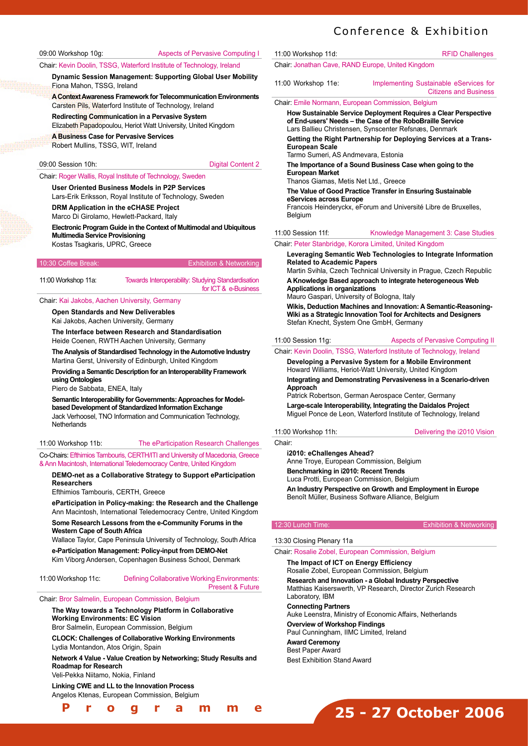### 09:00 Workshop 10g: Aspects of Pervasive Computing I

Chair: Kevin Doolin, TSSG, Waterford Institute of Technology, Ireland

**Dynamic Session Management: Supporting Global User Mobility**
Fiona Mahon, TSSG, Ireland

**A Context Awareness Framework for Telecommunication Environments**
Carsten Pils, Waterford Institute of Technology, Ireland

**Redirecting Communication in a Pervasive System**
Elizabeth Papadopoulou, Heriot Watt University, United Kingdom

**A Business Case for Pervasive Services**
Robert Mullins, TSSG, WIT, Ireland

### 09:00 Session 10h: Digital Content 2

Chair: Roger Wallis, Royal Institute of Technology, Sweden

**User Oriented Business Models in P2P Services**
Lars-Erik Eriksson, Royal Institute of Technology, Sweden

**DRM Application in the eCHASE Project**
Marco Di Girolamo, Hewlett-Packard, Italy

**Electronic Program Guide in the Context of Multimodal and Ubiquitous Multimedia Service Provisioning**
Kostas Tsagkaris, UPRC, Greece

### 10:30 Coffee Break: Exhibition & Networking

### 11:00 Workshop 11a: Towards Interoperability: Studying Standardisation for ICT & e-Business

Chair: Kai Jakobs, Aachen University, Germany

**Open Standards and New Deliverables**
Kai Jakobs, Aachen University, Germany

**The Interface between Research and Standardisation**
Heide Coenen, RWTH Aachen University, Germany

**The Analysis of Standardised Technology in the Automotive Industry**
Martina Gerst, University of Edinburgh, United Kingdom

**Providing a Semantic Description for an Interoperability Framework using Ontologies**
Piero de Sabbata, ENEA, Italy

**Semantic Interoperability for Governments: Approaches for Model-based Development of Standardized Information Exchange**
Jack Verhoosel, TNO Information and Communication Technology, Netherlands

### 11:00 Workshop 11b: The eParticipation Research Challenges

Co-Chairs: Efthimios Tambouris, CERTH/ITI and University of Macedonia, Greece & Ann Macintosh, International Teledemocracy Centre, United Kingdom

**DEMO-net as a Collaborative Strategy to Support eParticipation Researchers**
Efthimios Tambouris, CERTH, Greece

**eParticipation in Policy-making: the Research and the Challenge**
Ann Macintosh, International Teledemocracy Centre, United Kingdom

**Some Research Lessons from the e-Community Forums in the Western Cape of South Africa**
Wallace Taylor, Cape Peninsula University of Technology, South Africa

**e-Participation Management: Policy-input from DEMO-Net**
Kim Viborg Andersen, Copenhagen Business School, Denmark

### 11:00 Workshop 11c: Defining Collaborative Working Environments: Present & Future

Chair: Bror Salmelin, European Commission, Belgium

**The Way towards a Technology Platform in Collaborative Working Environments: EC Vision**
Bror Salmelin, European Commission, Belgium

**CLOCK: Challenges of Collaborative Working Environments**
Lydia Montandon, Atos Origin, Spain

**Network 4 Value - Value Creation by Networking; Study Results and Roadmap for Research**
Veli-Pekka Niitamo, Nokia, Finland

**Linking CWE and LL to the Innovation Process**
Angelos Ktenas, European Commission, Belgium

### 11:00 Workshop 11d: RFID Challenges

Chair: Jonathan Cave, RAND Europe, United Kingdom

### 11:00 Workshop 11e: Implementing Sustainable eServices for Citizens and Business

Chair: Emile Normann, European Commission, Belgium

**How Sustainable Service Deployment Requires a Clear Perspective of End-users' Needs – the Case of the RoboBraille Service**
Lars Ballieu Christensen, Synscenter Refsnæs, Denmark

**Getting the Right Partnership for Deploying Services at a Trans-European Scale**
Tarmo Sumeri, AS Andmevara, Estonia

**The Importance of a Sound Business Case when going to the European Market**
Thanos Giamas, Metis Net Ltd., Greece

**The Value of Good Practice Transfer in Ensuring Sustainable eServices across Europe**
Francois Heinderyckx, eForum and Université Libre de Bruxelles, Belgium

### 11:00 Session 11f: Knowledge Management 3: Case Studies

Chair: Peter Stanbridge, Korora Limited, United Kingdom

**Leveraging Semantic Web Technologies to Integrate Information Related to Academic Papers**
Martin Svihla, Czech Technical University in Prague, Czech Republic

**A Knowledge Based approach to integrate heterogeneous Web Applications in organizations**
Mauro Gaspari, University of Bologna, Italy

**Wikis, Deduction Machines and Innovation: A Semantic-Reasoning-Wiki as a Strategic Innovation Tool for Architects and Designers**
Stefan Knecht, System One GmbH, Germany

### 11:00 Session 11g: Aspects of Pervasive Computing II

Chair: Kevin Doolin, TSSG, Waterford Institute of Technology, Ireland

**Developing a Pervasive System for a Mobile Environment**
Howard Williams, Heriot-Watt University, United Kingdom

**Integrating and Demonstrating Pervasiveness in a Scenario-driven Approach**
Patrick Robertson, German Aerospace Center, Germany

**Large-scale Interoperability, Integrating the Daidalos Project**
Miguel Ponce de Leon, Waterford Institute of Technology, Ireland

### 11:00 Workshop 11h: Delivering the i2010 Vision

Chair:

**i2010: eChallenges Ahead?**
Anne Troye, European Commission, Belgium

**Benchmarking in i2010: Recent Trends**
Luca Protti, European Commission, Belgium

**An Industry Perspective on Growth and Employment in Europe**
Benoît Müller, Business Software Alliance, Belgium

### 12:30 Lunch Time: Exhibition & Networking

### 13:30 Closing Plenary 11a

Chair: Rosalie Zobel, European Commission, Belgium

**The Impact of ICT on Energy Efficiency**
Rosalie Zobel, European Commission, Belgium

**Research and Innovation - a Global Industry Perspective**
Matthias Kaiserswerth, VP Research, Director Zurich Research Laboratory, IBM

**Connecting Partners**
Auke Leenstra, Ministry of Economic Affairs, Netherlands

**Overview of Workshop Findings**
Paul Cunningham, IIMC Limited, Ireland

**Award Ceremony**
Best Paper Award
Best Exhibition Stand Award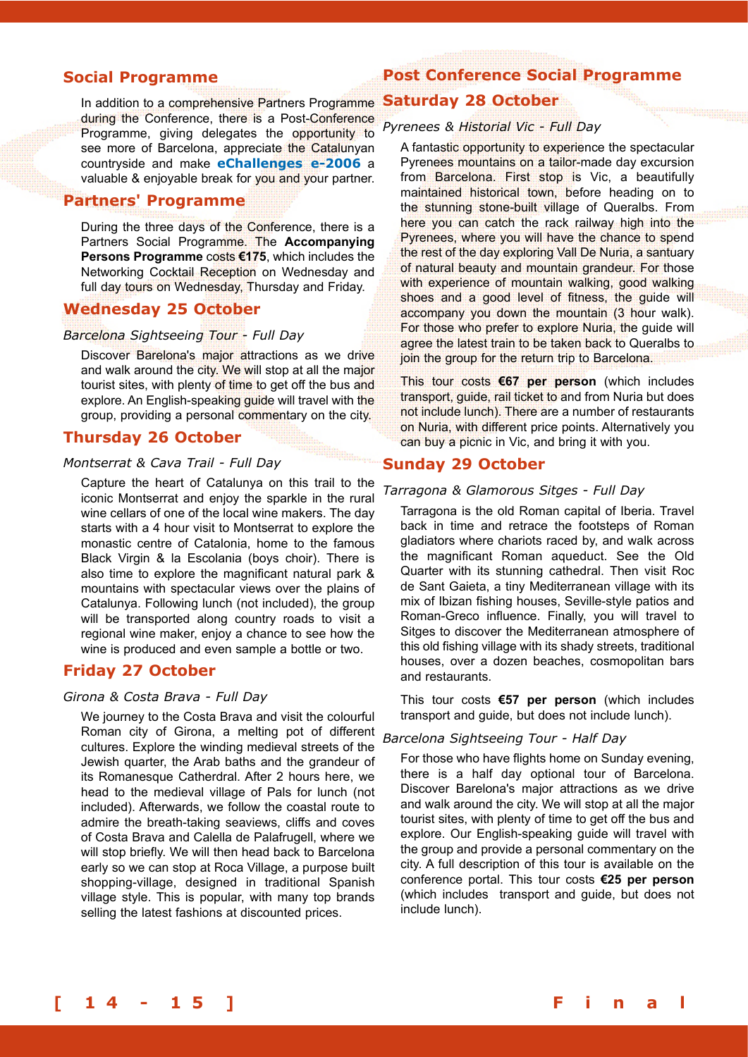## Social Programme

In addition to a comprehensive Partners Programme during the Conference, there is a Post-Conference Programme, giving delegates the opportunity to see more of Barcelona, appreciate the Catalunyan countryside and make **eChallenges e-2006** a valuable & enjoyable break for you and your partner.

## Partners' Programme

During the three days of the Conference, there is a Partners Social Programme. The **Accompanying Persons Programme** costs **€175**, which includes the Networking Cocktail Reception on Wednesday and full day tours on Wednesday, Thursday and Friday.

## Wednesday 25 October

*Barcelona Sightseeing Tour - Full Day*

Discover Barelona's major attractions as we drive and walk around the city. We will stop at all the major tourist sites, with plenty of time to get off the bus and explore. An English-speaking guide will travel with the group, providing a personal commentary on the city.

## Thursday 26 October

*Montserrat & Cava Trail - Full Day*

Capture the heart of Catalunya on this trail to the iconic Montserrat and enjoy the sparkle in the rural wine cellars of one of the local wine makers. The day starts with a 4 hour visit to Montserrat to explore the monastic centre of Catalonia, home to the famous Black Virgin & la Escolania (boys choir). There is also time to explore the magnificant natural park & mountains with spectacular views over the plains of Catalunya. Following lunch (not included), the group will be transported along country roads to visit a regional wine maker, enjoy a chance to see how the wine is produced and even sample a bottle or two.

## Friday 27 October

*Girona & Costa Brava - Full Day*

We journey to the Costa Brava and visit the colourful Roman city of Girona, a melting pot of different cultures. Explore the winding medieval streets of the Jewish quarter, the Arab baths and the grandeur of its Romanesque Cathedral. After 2 hours here, we head to the medieval village of Pals for lunch (not included). Afterwards, we follow the coastal route to admire the breath-taking seaviews, cliffs and coves of Costa Brava and Calella de Palafrugell, where we will stop briefly. We will then head back to Barcelona early so we can stop at Roca Village, a purpose built shopping-village, designed in traditional Spanish village style. This is popular, with many top brands selling the latest fashions at discounted prices.

## Post Conference Social Programme

## Saturday 28 October

*Pyrenees & Historial Vic - Full Day*

A fantastic opportunity to experience the spectacular Pyrenees mountains on a tailor-made day excursion from Barcelona. First stop is Vic, a beautifully maintained historical town, before heading on to the stunning stone-built village of Queralbs. From here you can catch the rack railway high into the Pyrenees, where you will have the chance to spend the rest of the day exploring Vall De Nuria, a santuary of natural beauty and mountain grandeur. For those with experience of mountain walking, good walking shoes and a good level of fitness, the guide will accompany you down the mountain (3 hour walk). For those who prefer to explore Nuria, the guide will agree the latest train to be taken back to Queralbs to join the group for the return trip to Barcelona.

This tour costs **€67 per person** (which includes transport, guide, rail ticket to and from Nuria but does not include lunch). There are a number of restaurants on Nuria, with different price points. Alternatively you can buy a picnic in Vic, and bring it with you.

## Sunday 29 October

*Tarragona & Glamorous Sitges - Full Day*

Tarragona is the old Roman capital of Iberia. Travel back in time and retrace the footsteps of Roman gladiators where chariots raced by, and walk across the magnificant Roman aqueduct. See the Old Quarter with its stunning cathedral. Then visit Roc de Sant Gaieta, a tiny Mediterranean village with its mix of Ibizan fishing houses, Seville-style patios and Roman-Greco influence. Finally, you will travel to Sitges to discover the Mediterranean atmosphere of this old fishing village with its shady streets, traditional houses, over a dozen beaches, cosmopolitan bars and restaurants.

This tour costs **€57 per person** (which includes transport and guide, but does not include lunch).

*Barcelona Sightseeing Tour - Half Day*

For those who have flights home on Sunday evening, there is a half day optional tour of Barcelona. Discover Barelona's major attractions as we drive and walk around the city. We will stop at all the major tourist sites, with plenty of time to get off the bus and explore. Our English-speaking guide will travel with the group and provide a personal commentary on the city. A full description of this tour is available on the conference portal. This tour costs **€25 per person** (which includes transport and guide, but does not include lunch).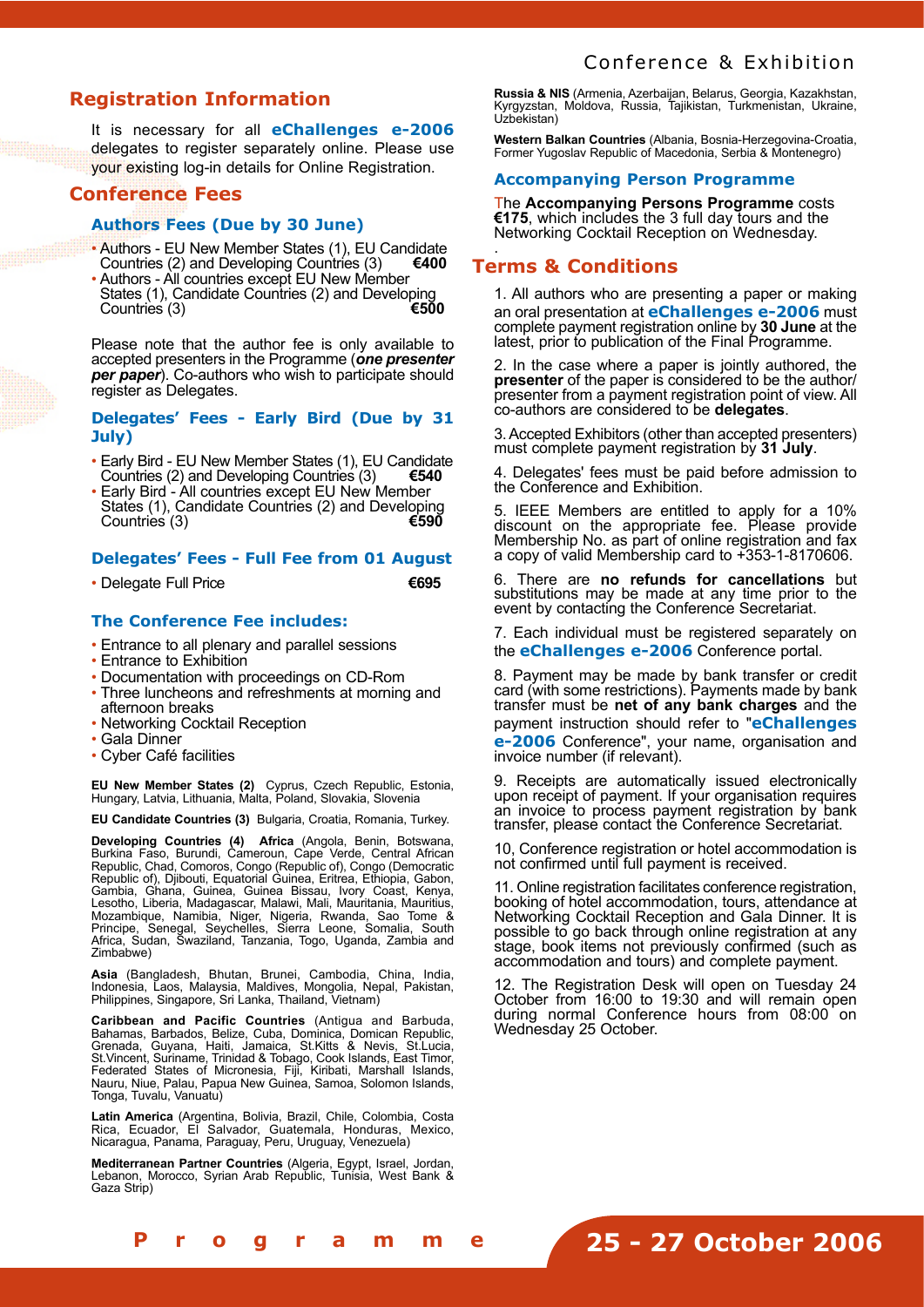## Registration Information

It is necessary for all **eChallenges e-2006** delegates to register separately online. Please use your existing log-in details for Online Registration.

## Conference Fees

### Authors Fees (Due by 30 June)

- Authors - EU New Member States (1), EU Candidate Countries (2) and Developing Countries (3) **€400**
- Authors - All countries except EU New Member States (1), Candidate Countries (2) and Developing Countries (3) **€500**

Please note that the author fee is only available to accepted presenters in the Programme (***one presenter per paper***). Co-authors who wish to participate should register as Delegates.

### Delegates' Fees - Early Bird (Due by 31 July)

- Early Bird - EU New Member States (1), EU Candidate Countries (2) and Developing Countries (3) **€540**
- Early Bird - All countries except EU New Member States (1), Candidate Countries (2) and Developing Countries (3) **€590**

### Delegates' Fees - Full Fee from 01 August

- Delegate Full Price **€695**

### The Conference Fee includes:

- Entrance to all plenary and parallel sessions
- Entrance to Exhibition
- Documentation with proceedings on CD-Rom
- Three luncheons and refreshments at morning and afternoon breaks
- Networking Cocktail Reception
- Gala Dinner
- Cyber Café facilities

**EU New Member States (2)** Cyprus, Czech Republic, Estonia, Hungary, Latvia, Lithuania, Malta, Poland, Slovakia, Slovenia

**EU Candidate Countries (3)** Bulgaria, Croatia, Romania, Turkey.

**Developing Countries (4) Africa** (Angola, Benin, Botswana, Burkina Faso, Burundi, Cameroun, Cape Verde, Central African Republic, Chad, Comoros, Congo (Republic of), Congo (Democratic Republic of), Djibouti, Equatorial Guinea, Eritrea, Ethiopia, Gabon, Gambia, Ghana, Guinea, Guinea Bissau, Ivory Coast, Kenya, Lesotho, Liberia, Madagascar, Malawi, Mali, Mauritania, Mauritius, Mozambique, Namibia, Niger, Nigeria, Rwanda, Sao Tome & Principe, Senegal, Seychelles, Sierra Leone, Somalia, South Africa, Sudan, Swaziland, Tanzania, Togo, Uganda, Zambia and Zimbabwe)

**Asia** (Bangladesh, Bhutan, Brunei, Cambodia, China, India, Indonesia, Laos, Malaysia, Maldives, Mongolia, Nepal, Pakistan, Philippines, Singapore, Sri Lanka, Thailand, Vietnam)

**Caribbean and Pacific Countries** (Antigua and Barbuda, Bahamas, Barbados, Belize, Cuba, Dominica, Domican Republic, Grenada, Guyana, Haiti, Jamaica, St.Kitts & Nevis, St.Lucia, St.Vincent, Suriname, Trinidad & Tobago, Cook Islands, East Timor, Federated States of Micronesia, Fiji, Kiribati, Marshall Islands, Nauru, Niue, Palau, Papua New Guinea, Samoa, Solomon Islands, Tonga, Tuvalu, Vanuatu)

**Latin America** (Argentina, Bolivia, Brazil, Chile, Colombia, Costa Rica, Ecuador, El Salvador, Guatemala, Honduras, Mexico, Nicaragua, Panama, Paraguay, Peru, Uruguay, Venezuela)

**Mediterranean Partner Countries** (Algeria, Egypt, Israel, Jordan, Lebanon, Morocco, Syrian Arab Republic, Tunisia, West Bank & Gaza Strip)

**Russia & NIS** (Armenia, Azerbaijan, Belarus, Georgia, Kazakhstan, Kyrgyzstan, Moldova, Russia, Tajikistan, Turkmenistan, Ukraine, Uzbekistan)

**Western Balkan Countries** (Albania, Bosnia-Herzegovina-Croatia, Former Yugoslav Republic of Macedonia, Serbia & Montenegro)

### Accompanying Person Programme

The **Accompanying Persons Programme** costs **€175**, which includes the 3 full day tours and the Networking Cocktail Reception on Wednesday.

## Terms & Conditions

1. All authors who are presenting a paper or making an oral presentation at **eChallenges e-2006** must complete payment registration online by **30 June** at the latest, prior to publication of the Final Programme.

2. In the case where a paper is jointly authored, the **presenter** of the paper is considered to be the author/ presenter from a payment registration point of view. All co-authors are considered to be **delegates**.

3. Accepted Exhibitors (other than accepted presenters) must complete payment registration by **31 July**.

4. Delegates' fees must be paid before admission to the Conference and Exhibition.

5. IEEE Members are entitled to apply for a 10% discount on the appropriate fee. Please provide Membership No. as part of online registration and fax a copy of valid Membership card to +353-1-8170606.

6. There are **no refunds for cancellations** but substitutions may be made at any time prior to the event by contacting the Conference Secretariat.

7. Each individual must be registered separately on the **eChallenges e-2006** Conference portal.

8. Payment may be made by bank transfer or credit card (with some restrictions). Payments made by bank transfer must be **net of any bank charges** and the payment instruction should refer to "**eChallenges e-2006** Conference", your name, organisation and invoice number (if relevant).

9. Receipts are automatically issued electronically upon receipt of payment. If your organisation requires an invoice to process payment registration by bank transfer, please contact the Conference Secretariat.

10, Conference registration or hotel accommodation is not confirmed until full payment is received.

11. Online registration facilitates conference registration, booking of hotel accommodation, tours, attendance at Networking Cocktail Reception and Gala Dinner. It is possible to go back through online registration at any stage, book items not previously confirmed (such as accommodation and tours) and complete payment.

12. The Registration Desk will open on Tuesday 24 October from 16:00 to 19:30 and will remain open during normal Conference hours from 08:00 on Wednesday 25 October.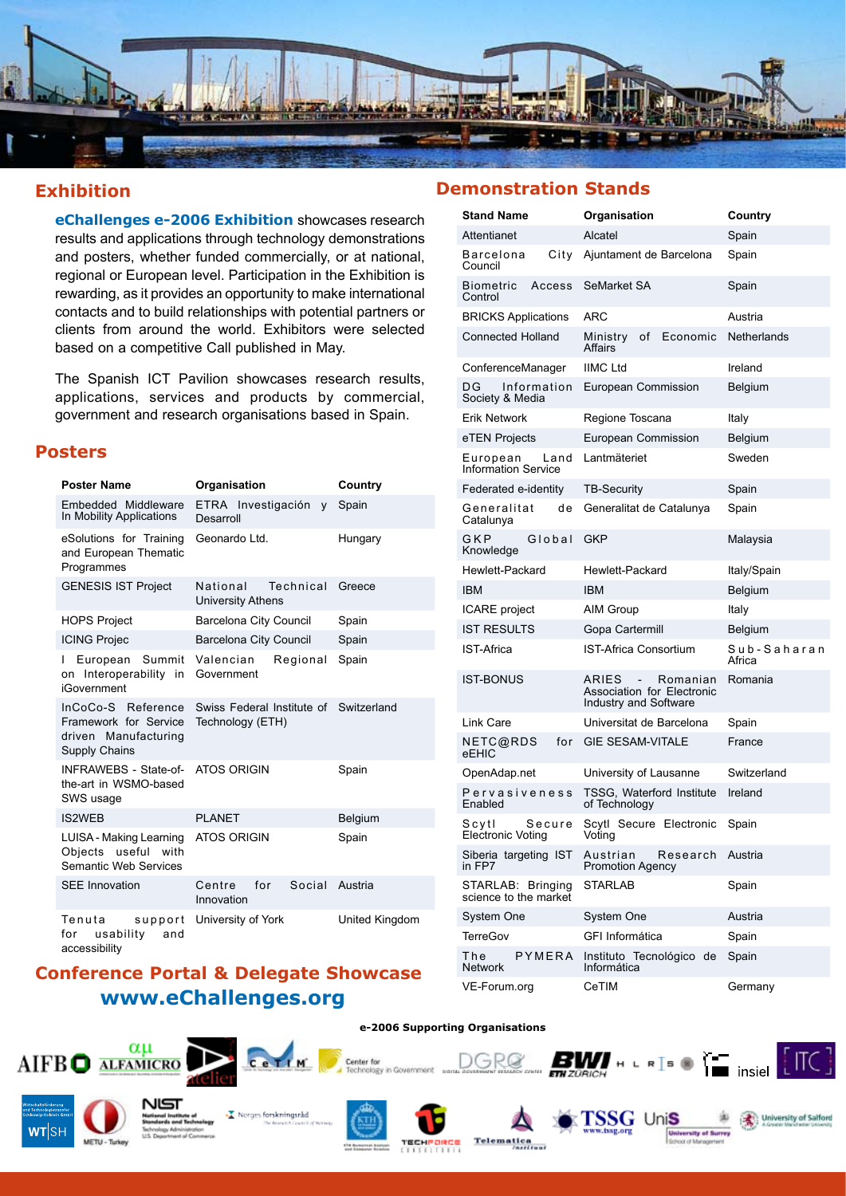## Exhibition

**eChallenges e-2006 Exhibition** showcases research results and applications through technology demonstrations and posters, whether funded commercially, or at national, regional or European level. Participation in the Exhibition is rewarding, as it provides an opportunity to make international contacts and to build relationships with potential partners or clients from around the world. Exhibitors were selected based on a competitive Call published in May.

The Spanish ICT Pavilion showcases research results, applications, services and products by commercial, government and research organisations based in Spain.

## Posters

| Poster Name | Organisation | Country |
|---|---|---|
| Embedded Middleware In Mobility Applications | ETRA Investigación y Desarroll | Spain |
| eSolutions for Training and European Thematic Programmes | Geonardo Ltd. | Hungary |
| GENESIS IST Project | National Technical University Athens | Greece |
| HOPS Project | Barcelona City Council | Spain |
| ICING Projec | Barcelona City Council | Spain |
| I European Summit on Interoperability in iGovernment | Valencian Regional Government | Spain |
| InCoCo-S Reference Framework for Service driven Manufacturing Supply Chains | Swiss Federal Institute of Technology (ETH) | Switzerland |
| INFRAWEBS - State-of-the-art in WSMO-based SWS usage | ATOS ORIGIN | Spain |
| IS2WEB | PLANET | Belgium |
| LUISA - Making Learning Objects useful with Semantic Web Services | ATOS ORIGIN | Spain |
| SEE Innovation | Centre for Social Innovation | Austria |
| Tenuta support for usability and accessibility | University of York | United Kingdom |

## Conference Portal & Delegate Showcase

**www.eChallenges.org**

## Demonstration Stands

| Stand Name | Organisation | Country |
|---|---|---|
| Attentianet | Alcatel | Spain |
| Barcelona City Council | Ajuntament de Barcelona | Spain |
| Biometric Access Control | SeMarket SA | Spain |
| BRICKS Applications | ARC | Austria |
| Connected Holland | Ministry of Economic Affairs | Netherlands |
| ConferenceManager | IIMC Ltd | Ireland |
| DG Information Society & Media | European Commission | Belgium |
| Erik Network | Regione Toscana | Italy |
| eTEN Projects | European Commission | Belgium |
| European Land Information Service | Lantmäteriet | Sweden |
| Federated e-identity | TB-Security | Spain |
| Generalitat de Catalunya | Generalitat de Catalunya | Spain |
| GKP Global Knowledge | GKP | Malaysia |
| Hewlett-Packard | Hewlett-Packard | Italy/Spain |
| IBM | IBM | Belgium |
| ICARE project | AIM Group | Italy |
| IST RESULTS | Gopa Cartermill | Belgium |
| IST-Africa | IST-Africa Consortium | Sub-Saharan Africa |
| IST-BONUS | ARIES - Romanian Association for Electronic Industry and Software | Romania |
| Link Care | Universitat de Barcelona | Spain |
| NETC@RDS for eEHIC | GIE SESAM-VITALE | France |
| OpenAdap.net | University of Lausanne | Switzerland |
| Pervasiveness Enabled | TSSG, Waterford Institute of Technology | Ireland |
| Scytl Secure Electronic Voting | Scytl Secure Electronic Voting | Spain |
| Siberia targeting IST in FP7 | Austrian Research Promotion Agency | Austria |
| STARLAB: Bringing science to the market | STARLAB | Spain |
| System One | System One | Austria |
| TerreGov | GFI Informática | Spain |
| The PYMERA Network | Instituto Tecnológico de Informática | Spain |
| VE-Forum.org | CeTIM | Germany |

**e-2006 Supporting Organisations**